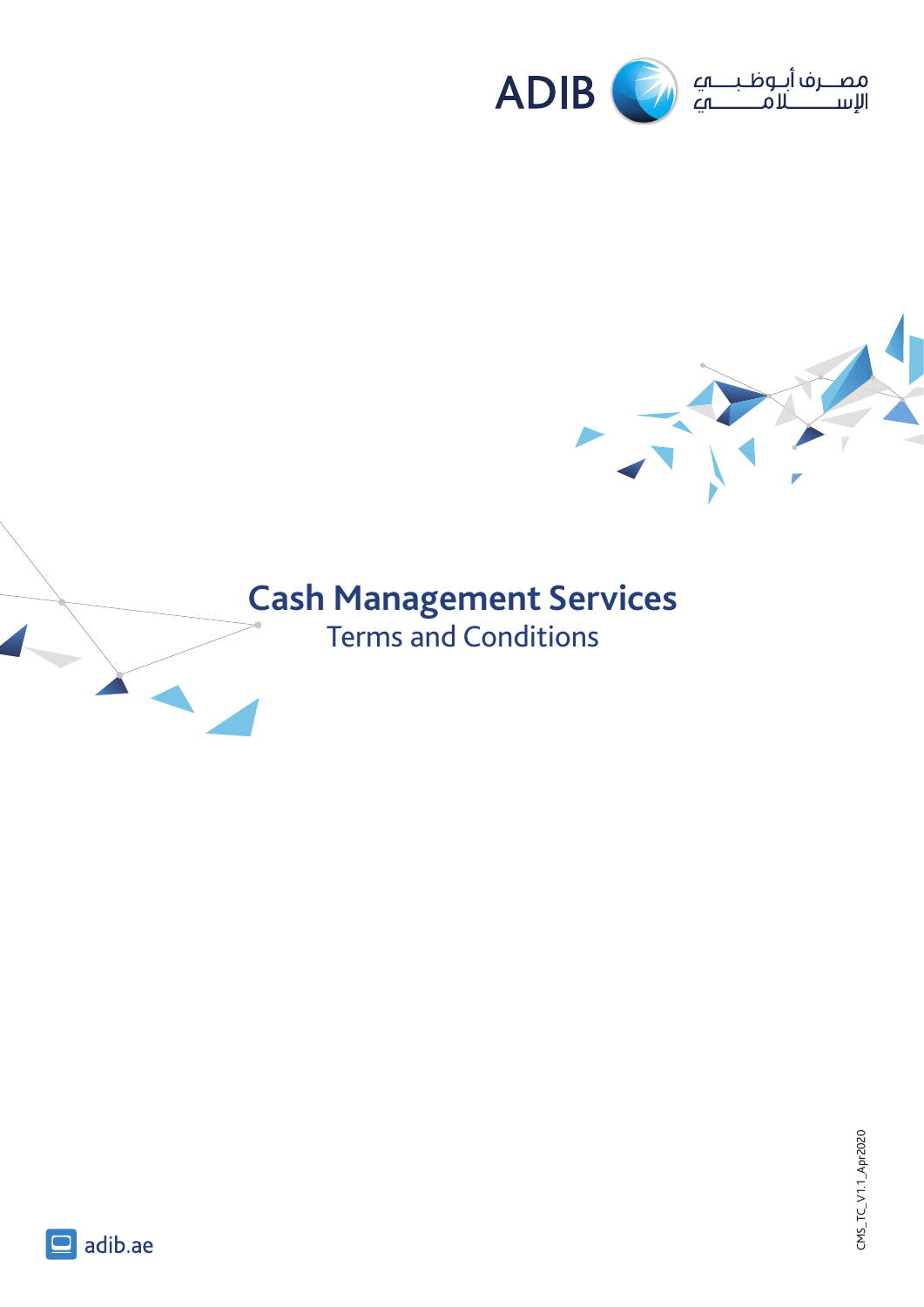ADIB مصرف أبوظبي الإسلامي

# Cash Management Services

## Terms and Conditions

CMS_TC_V1.1_Apr2020

adib.ae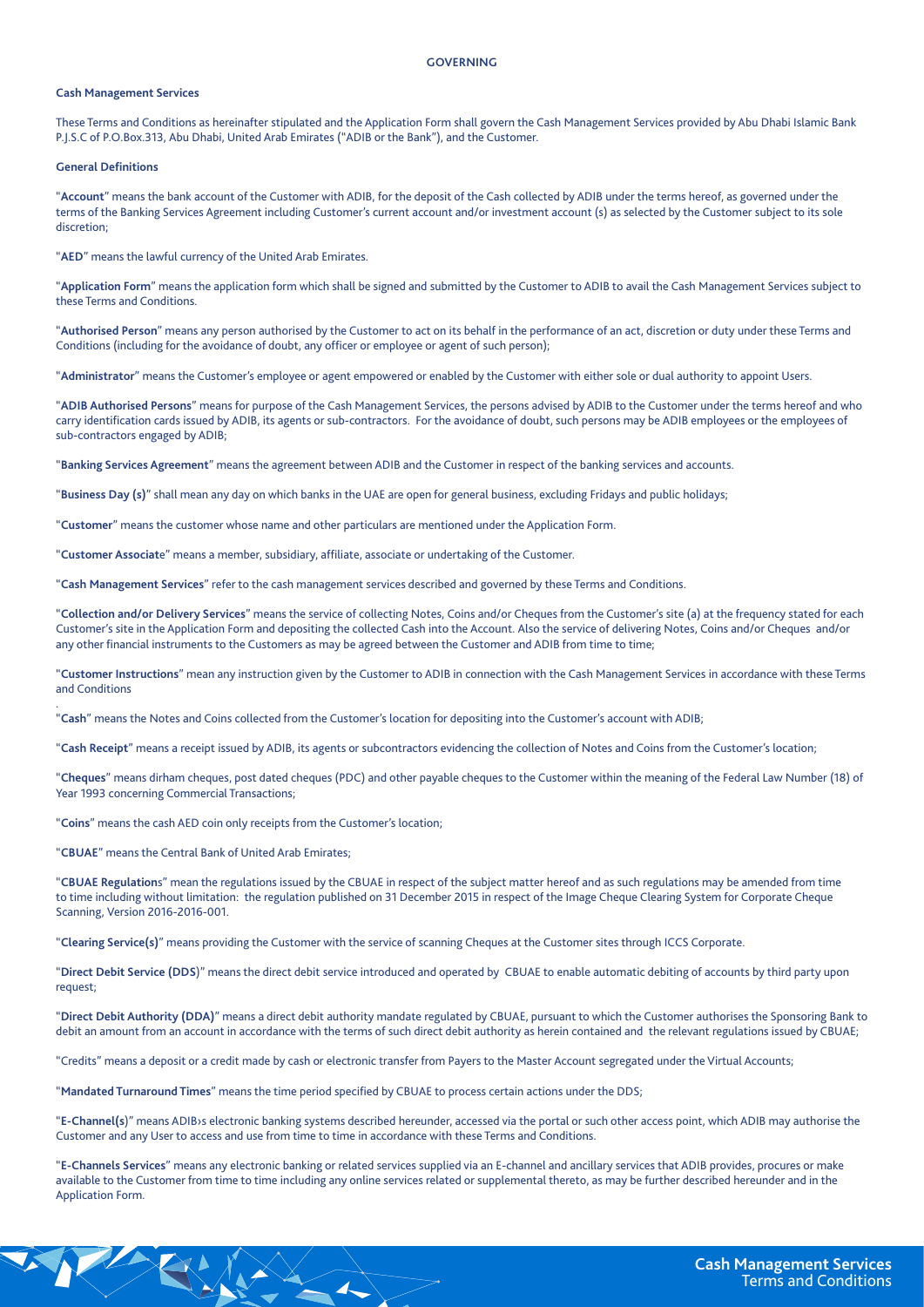## GOVERNING

### Cash Management Services

These Terms and Conditions as hereinafter stipulated and the Application Form shall govern the Cash Management Services provided by Abu Dhabi Islamic Bank P.J.S.C of P.O.Box.313, Abu Dhabi, United Arab Emirates ("ADIB or the Bank"), and the Customer.

### General Definitions

"**Account**" means the bank account of the Customer with ADIB, for the deposit of the Cash collected by ADIB under the terms hereof, as governed under the terms of the Banking Services Agreement including Customer's current account and/or investment account (s) as selected by the Customer subject to its sole discretion;

"**AED**" means the lawful currency of the United Arab Emirates.

"**Application Form**" means the application form which shall be signed and submitted by the Customer to ADIB to avail the Cash Management Services subject to these Terms and Conditions.

"**Authorised Person**" means any person authorised by the Customer to act on its behalf in the performance of an act, discretion or duty under these Terms and Conditions (including for the avoidance of doubt, any officer or employee or agent of such person);

"**Administrator**" means the Customer's employee or agent empowered or enabled by the Customer with either sole or dual authority to appoint Users.

"**ADIB Authorised Persons**" means for purpose of the Cash Management Services, the persons advised by ADIB to the Customer under the terms hereof and who carry identification cards issued by ADIB, its agents or sub-contractors. For the avoidance of doubt, such persons may be ADIB employees or the employees of sub-contractors engaged by ADIB;

"**Banking Services Agreement**" means the agreement between ADIB and the Customer in respect of the banking services and accounts.

"**Business Day (s)**" shall mean any day on which banks in the UAE are open for general business, excluding Fridays and public holidays;

"**Customer**" means the customer whose name and other particulars are mentioned under the Application Form.

"**Customer Associate**" means a member, subsidiary, affiliate, associate or undertaking of the Customer.

"**Cash Management Services**" refer to the cash management services described and governed by these Terms and Conditions.

"**Collection and/or Delivery Services**" means the service of collecting Notes, Coins and/or Cheques from the Customer's site (a) at the frequency stated for each Customer's site in the Application Form and depositing the collected Cash into the Account. Also the service of delivering Notes, Coins and/or Cheques and/or any other financial instruments to the Customers as may be agreed between the Customer and ADIB from time to time;

"**Customer Instructions**" mean any instruction given by the Customer to ADIB in connection with the Cash Management Services in accordance with these Terms and Conditions

"**Cash**" means the Notes and Coins collected from the Customer's location for depositing into the Customer's account with ADIB;

"**Cash Receipt**" means a receipt issued by ADIB, its agents or subcontractors evidencing the collection of Notes and Coins from the Customer's location;

"**Cheques**" means dirham cheques, post dated cheques (PDC) and other payable cheques to the Customer within the meaning of the Federal Law Number (18) of Year 1993 concerning Commercial Transactions;

"**Coins**" means the cash AED coin only receipts from the Customer's location;

"**CBUAE**" means the Central Bank of United Arab Emirates;

"**CBUAE Regulations**" mean the regulations issued by the CBUAE in respect of the subject matter hereof and as such regulations may be amended from time to time including without limitation: the regulation published on 31 December 2015 in respect of the Image Cheque Clearing System for Corporate Cheque Scanning, Version 2016-2016-001.

"**Clearing Service(s)**" means providing the Customer with the service of scanning Cheques at the Customer sites through ICCS Corporate.

"**Direct Debit Service (DDS)**" means the direct debit service introduced and operated by CBUAE to enable automatic debiting of accounts by third party upon request;

"**Direct Debit Authority (DDA)**" means a direct debit authority mandate regulated by CBUAE, pursuant to which the Customer authorises the Sponsoring Bank to debit an amount from an account in accordance with the terms of such direct debit authority as herein contained and the relevant regulations issued by CBUAE;

"Credits" means a deposit or a credit made by cash or electronic transfer from Payers to the Master Account segregated under the Virtual Accounts;

"**Mandated Turnaround Times**" means the time period specified by CBUAE to process certain actions under the DDS;

"**E-Channel(s)**" means ADIB›s electronic banking systems described hereunder, accessed via the portal or such other access point, which ADIB may authorise the Customer and any User to access and use from time to time in accordance with these Terms and Conditions.

"**E-Channels Services**" means any electronic banking or related services supplied via an E-channel and ancillary services that ADIB provides, procures or make available to the Customer from time to time including any online services related or supplemental thereto, as may be further described hereunder and in the Application Form.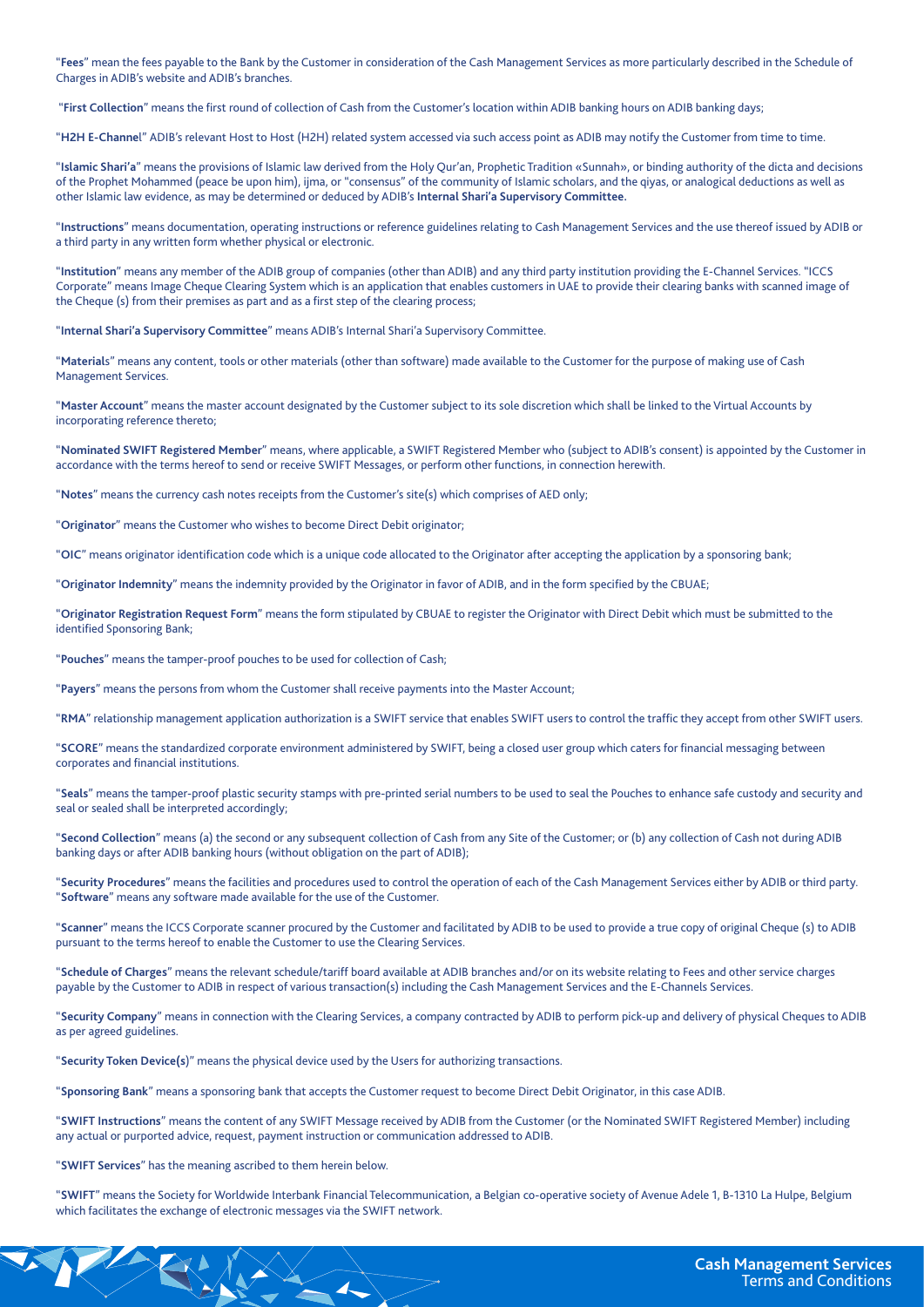"**Fees**" mean the fees payable to the Bank by the Customer in consideration of the Cash Management Services as more particularly described in the Schedule of Charges in ADIB's website and ADIB's branches.

"**First Collection**" means the first round of collection of Cash from the Customer's location within ADIB banking hours on ADIB banking days;

"**H2H E-Channel**" ADIB's relevant Host to Host (H2H) related system accessed via such access point as ADIB may notify the Customer from time to time.

"**Islamic Shari'a**" means the provisions of Islamic law derived from the Holy Qur'an, Prophetic Tradition «Sunnah», or binding authority of the dicta and decisions of the Prophet Mohammed (peace be upon him), ijma, or "consensus" of the community of Islamic scholars, and the qiyas, or analogical deductions as well as other Islamic law evidence, as may be determined or deduced by ADIB's **Internal Shari'a Supervisory Committee.**

"**Instructions**" means documentation, operating instructions or reference guidelines relating to Cash Management Services and the use thereof issued by ADIB or a third party in any written form whether physical or electronic.

"**Institution**" means any member of the ADIB group of companies (other than ADIB) and any third party institution providing the E-Channel Services. "ICCS Corporate" means Image Cheque Clearing System which is an application that enables customers in UAE to provide their clearing banks with scanned image of the Cheque (s) from their premises as part and as a first step of the clearing process;

"**Internal Shari'a Supervisory Committee**" means ADIB's Internal Shari'a Supervisory Committee.

"**Materials**" means any content, tools or other materials (other than software) made available to the Customer for the purpose of making use of Cash Management Services.

"**Master Account**" means the master account designated by the Customer subject to its sole discretion which shall be linked to the Virtual Accounts by incorporating reference thereto;

"**Nominated SWIFT Registered Member**" means, where applicable, a SWIFT Registered Member who (subject to ADIB's consent) is appointed by the Customer in accordance with the terms hereof to send or receive SWIFT Messages, or perform other functions, in connection herewith.

"**Notes**" means the currency cash notes receipts from the Customer's site(s) which comprises of AED only;

"**Originator**" means the Customer who wishes to become Direct Debit originator;

"**OIC**" means originator identification code which is a unique code allocated to the Originator after accepting the application by a sponsoring bank;

"**Originator Indemnity**" means the indemnity provided by the Originator in favor of ADIB, and in the form specified by the CBUAE;

"**Originator Registration Request Form**" means the form stipulated by CBUAE to register the Originator with Direct Debit which must be submitted to the identified Sponsoring Bank;

"**Pouches**" means the tamper-proof pouches to be used for collection of Cash;

"**Payers**" means the persons from whom the Customer shall receive payments into the Master Account;

"**RMA**" relationship management application authorization is a SWIFT service that enables SWIFT users to control the traffic they accept from other SWIFT users.

"**SCORE**" means the standardized corporate environment administered by SWIFT, being a closed user group which caters for financial messaging between corporates and financial institutions.

"**Seals**" means the tamper-proof plastic security stamps with pre-printed serial numbers to be used to seal the Pouches to enhance safe custody and security and seal or sealed shall be interpreted accordingly;

"**Second Collection**" means (a) the second or any subsequent collection of Cash from any Site of the Customer; or (b) any collection of Cash not during ADIB banking days or after ADIB banking hours (without obligation on the part of ADIB);

"**Security Procedures**" means the facilities and procedures used to control the operation of each of the Cash Management Services either by ADIB or third party. "**Software**" means any software made available for the use of the Customer.

"**Scanner**" means the ICCS Corporate scanner procured by the Customer and facilitated by ADIB to be used to provide a true copy of original Cheque (s) to ADIB pursuant to the terms hereof to enable the Customer to use the Clearing Services.

"**Schedule of Charges**" means the relevant schedule/tariff board available at ADIB branches and/or on its website relating to Fees and other service charges payable by the Customer to ADIB in respect of various transaction(s) including the Cash Management Services and the E-Channels Services.

"**Security Company**" means in connection with the Clearing Services, a company contracted by ADIB to perform pick-up and delivery of physical Cheques to ADIB as per agreed guidelines.

"**Security Token Device(s)**" means the physical device used by the Users for authorizing transactions.

"**Sponsoring Bank**" means a sponsoring bank that accepts the Customer request to become Direct Debit Originator, in this case ADIB.

"**SWIFT Instructions**" means the content of any SWIFT Message received by ADIB from the Customer (or the Nominated SWIFT Registered Member) including any actual or purported advice, request, payment instruction or communication addressed to ADIB.

"**SWIFT Services**" has the meaning ascribed to them herein below.

"**SWIFT**" means the Society for Worldwide Interbank Financial Telecommunication, a Belgian co-operative society of Avenue Adele 1, B-1310 La Hulpe, Belgium which facilitates the exchange of electronic messages via the SWIFT network.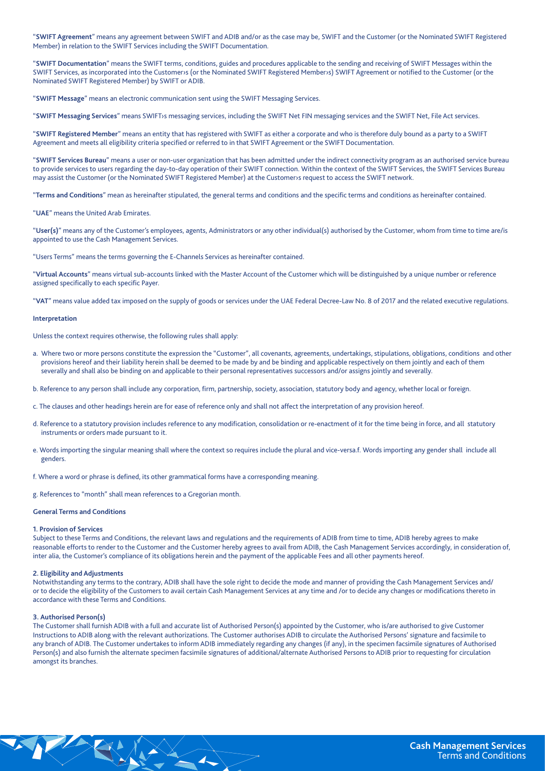"**SWIFT Agreement**" means any agreement between SWIFT and ADIB and/or as the case may be, SWIFT and the Customer (or the Nominated SWIFT Registered Member) in relation to the SWIFT Services including the SWIFT Documentation.

"**SWIFT Documentation**" means the SWIFT terms, conditions, guides and procedures applicable to the sending and receiving of SWIFT Messages within the SWIFT Services, as incorporated into the Customer›s (or the Nominated SWIFT Registered Member›s) SWIFT Agreement or notified to the Customer (or the Nominated SWIFT Registered Member) by SWIFT or ADIB.

"**SWIFT Message**" means an electronic communication sent using the SWIFT Messaging Services.

"**SWIFT Messaging Services**" means SWIFT›s messaging services, including the SWIFT Net FIN messaging services and the SWIFT Net, File Act services.

"**SWIFT Registered Member**" means an entity that has registered with SWIFT as either a corporate and who is therefore duly bound as a party to a SWIFT Agreement and meets all eligibility criteria specified or referred to in that SWIFT Agreement or the SWIFT Documentation.

"**SWIFT Services Bureau**" means a user or non-user organization that has been admitted under the indirect connectivity program as an authorised service bureau to provide services to users regarding the day-to-day operation of their SWIFT connection. Within the context of the SWIFT Services, the SWIFT Services Bureau may assist the Customer (or the Nominated SWIFT Registered Member) at the Customer›s request to access the SWIFT network.

"**Terms and Conditions**" mean as hereinafter stipulated, the general terms and conditions and the specific terms and conditions as hereinafter contained.

"**UAE**" means the United Arab Emirates.

"**User(s)**" means any of the Customer's employees, agents, Administrators or any other individual(s) authorised by the Customer, whom from time to time are/is appointed to use the Cash Management Services.

"Users Terms" means the terms governing the E-Channels Services as hereinafter contained.

"**Virtual Accounts**" means virtual sub-accounts linked with the Master Account of the Customer which will be distinguished by a unique number or reference assigned specifically to each specific Payer.

"**VAT**" means value added tax imposed on the supply of goods or services under the UAE Federal Decree-Law No. 8 of 2017 and the related executive regulations.

**Interpretation**

Unless the context requires otherwise, the following rules shall apply:

a. Where two or more persons constitute the expression the "Customer", all covenants, agreements, undertakings, stipulations, obligations, conditions and other provisions hereof and their liability herein shall be deemed to be made by and be binding and applicable respectively on them jointly and each of them severally and shall also be binding on and applicable to their personal representatives successors and/or assigns jointly and severally.

b. Reference to any person shall include any corporation, firm, partnership, society, association, statutory body and agency, whether local or foreign.

c. The clauses and other headings herein are for ease of reference only and shall not affect the interpretation of any provision hereof.

d. Reference to a statutory provision includes reference to any modification, consolidation or re-enactment of it for the time being in force, and all statutory instruments or orders made pursuant to it.

e. Words importing the singular meaning shall where the context so requires include the plural and vice-versa.f. Words importing any gender shall include all genders.

f. Where a word or phrase is defined, its other grammatical forms have a corresponding meaning.

g. References to "month" shall mean references to a Gregorian month.

**General Terms and Conditions**

**1. Provision of Services**
Subject to these Terms and Conditions, the relevant laws and regulations and the requirements of ADIB from time to time, ADIB hereby agrees to make reasonable efforts to render to the Customer and the Customer hereby agrees to avail from ADIB, the Cash Management Services accordingly, in consideration of, inter alia, the Customer's compliance of its obligations herein and the payment of the applicable Fees and all other payments hereof.

**2. Eligibility and Adjustments**
Notwithstanding any terms to the contrary, ADIB shall have the sole right to decide the mode and manner of providing the Cash Management Services and/or to decide the eligibility of the Customers to avail certain Cash Management Services at any time and /or to decide any changes or modifications thereto in accordance with these Terms and Conditions.

**3. Authorised Person(s)**
The Customer shall furnish ADIB with a full and accurate list of Authorised Person(s) appointed by the Customer, who is/are authorised to give Customer Instructions to ADIB along with the relevant authorizations. The Customer authorises ADIB to circulate the Authorised Persons' signature and facsimile to any branch of ADIB. The Customer undertakes to inform ADIB immediately regarding any changes (if any), in the specimen facsimile signatures of Authorised Person(s) and also furnish the alternate specimen facsimile signatures of additional/alternate Authorised Persons to ADIB prior to requesting for circulation amongst its branches.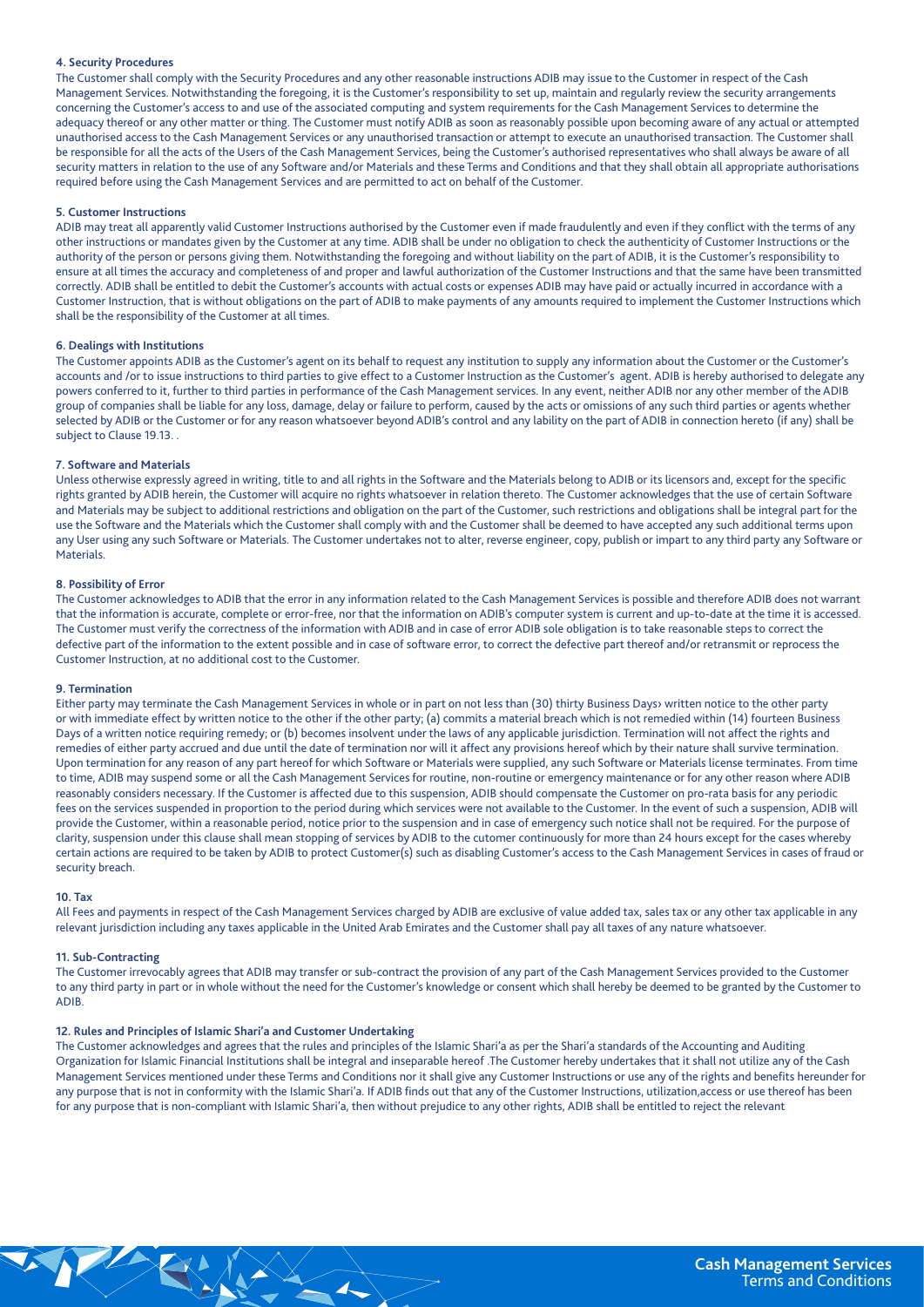#### 4. Security Procedures

The Customer shall comply with the Security Procedures and any other reasonable instructions ADIB may issue to the Customer in respect of the Cash Management Services. Notwithstanding the foregoing, it is the Customer's responsibility to set up, maintain and regularly review the security arrangements concerning the Customer's access to and use of the associated computing and system requirements for the Cash Management Services to determine the adequacy thereof or any other matter or thing. The Customer must notify ADIB as soon as reasonably possible upon becoming aware of any actual or attempted unauthorised access to the Cash Management Services or any unauthorised transaction or attempt to execute an unauthorised transaction. The Customer shall be responsible for all the acts of the Users of the Cash Management Services, being the Customer's authorised representatives who shall always be aware of all security matters in relation to the use of any Software and/or Materials and these Terms and Conditions and that they shall obtain all appropriate authorisations required before using the Cash Management Services and are permitted to act on behalf of the Customer.

#### 5. Customer Instructions

ADIB may treat all apparently valid Customer Instructions authorised by the Customer even if made fraudulently and even if they conflict with the terms of any other instructions or mandates given by the Customer at any time. ADIB shall be under no obligation to check the authenticity of Customer Instructions or the authority of the person or persons giving them. Notwithstanding the foregoing and without liability on the part of ADIB, it is the Customer's responsibility to ensure at all times the accuracy and completeness of and proper and lawful authorization of the Customer Instructions and that the same have been transmitted correctly. ADIB shall be entitled to debit the Customer's accounts with actual costs or expenses ADIB may have paid or actually incurred in accordance with a Customer Instruction, that is without obligations on the part of ADIB to make payments of any amounts required to implement the Customer Instructions which shall be the responsibility of the Customer at all times.

#### 6. Dealings with Institutions

The Customer appoints ADIB as the Customer's agent on its behalf to request any institution to supply any information about the Customer or the Customer's accounts and /or to issue instructions to third parties to give effect to a Customer Instruction as the Customer's agent. ADIB is hereby authorised to delegate any powers conferred to it, further to third parties in performance of the Cash Management services. In any event, neither ADIB nor any other member of the ADIB group of companies shall be liable for any loss, damage, delay or failure to perform, caused by the acts or omissions of any such third parties or agents whether selected by ADIB or the Customer or for any reason whatsoever beyond ADIB's control and any liability on the part of ADIB in connection hereto (if any) shall be subject to Clause 19.13. .

#### 7. Software and Materials

Unless otherwise expressly agreed in writing, title to and all rights in the Software and the Materials belong to ADIB or its licensors and, except for the specific rights granted by ADIB herein, the Customer will acquire no rights whatsoever in relation thereto. The Customer acknowledges that the use of certain Software and Materials may be subject to additional restrictions and obligation on the part of the Customer, such restrictions and obligations shall be integral part for the use the Software and the Materials which the Customer shall comply with and the Customer shall be deemed to have accepted any such additional terms upon any User using any such Software or Materials. The Customer undertakes not to alter, reverse engineer, copy, publish or impart to any third party any Software or Materials.

#### 8. Possibility of Error

The Customer acknowledges to ADIB that the error in any information related to the Cash Management Services is possible and therefore ADIB does not warrant that the information is accurate, complete or error-free, nor that the information on ADIB's computer system is current and up-to-date at the time it is accessed. The Customer must verify the correctness of the information with ADIB and in case of error ADIB sole obligation is to take reasonable steps to correct the defective part of the information to the extent possible and in case of software error, to correct the defective part thereof and/or retransmit or reprocess the Customer Instruction, at no additional cost to the Customer.

#### 9. Termination

Either party may terminate the Cash Management Services in whole or in part on not less than (30) thirty Business Days› written notice to the other party or with immediate effect by written notice to the other if the other party; (a) commits a material breach which is not remedied within (14) fourteen Business Days of a written notice requiring remedy; or (b) becomes insolvent under the laws of any applicable jurisdiction. Termination will not affect the rights and remedies of either party accrued and due until the date of termination nor will it affect any provisions hereof which by their nature shall survive termination. Upon termination for any reason of any part hereof for which Software or Materials were supplied, any such Software or Materials license terminates. From time to time, ADIB may suspend some or all the Cash Management Services for routine, non-routine or emergency maintenance or for any other reason where ADIB reasonably considers necessary. If the Customer is affected due to this suspension, ADIB should compensate the Customer on pro-rata basis for any periodic fees on the services suspended in proportion to the period during which services were not available to the Customer. In the event of such a suspension, ADIB will provide the Customer, within a reasonable period, notice prior to the suspension and in case of emergency such notice shall not be required. For the purpose of clarity, suspension under this clause shall mean stopping of services by ADIB to the cutomer continuously for more than 24 hours except for the cases whereby certain actions are required to be taken by ADIB to protect Customer(s) such as disabling Customer's access to the Cash Management Services in cases of fraud or security breach.

#### 10. Tax

All Fees and payments in respect of the Cash Management Services charged by ADIB are exclusive of value added tax, sales tax or any other tax applicable in any relevant jurisdiction including any taxes applicable in the United Arab Emirates and the Customer shall pay all taxes of any nature whatsoever.

#### 11. Sub-Contracting

The Customer irrevocably agrees that ADIB may transfer or sub-contract the provision of any part of the Cash Management Services provided to the Customer to any third party in part or in whole without the need for the Customer's knowledge or consent which shall hereby be deemed to be granted by the Customer to ADIB.

#### 12. Rules and Principles of Islamic Shari'a and Customer Undertaking

The Customer acknowledges and agrees that the rules and principles of the Islamic Shari'a as per the Shari'a standards of the Accounting and Auditing Organization for Islamic Financial Institutions shall be integral and inseparable hereof .The Customer hereby undertakes that it shall not utilize any of the Cash Management Services mentioned under these Terms and Conditions nor it shall give any Customer Instructions or use any of the rights and benefits hereunder for any purpose that is not in conformity with the Islamic Shari'a. If ADIB finds out that any of the Customer Instructions, utilization,access or use thereof has been for any purpose that is non-compliant with Islamic Shari'a, then without prejudice to any other rights, ADIB shall be entitled to reject the relevant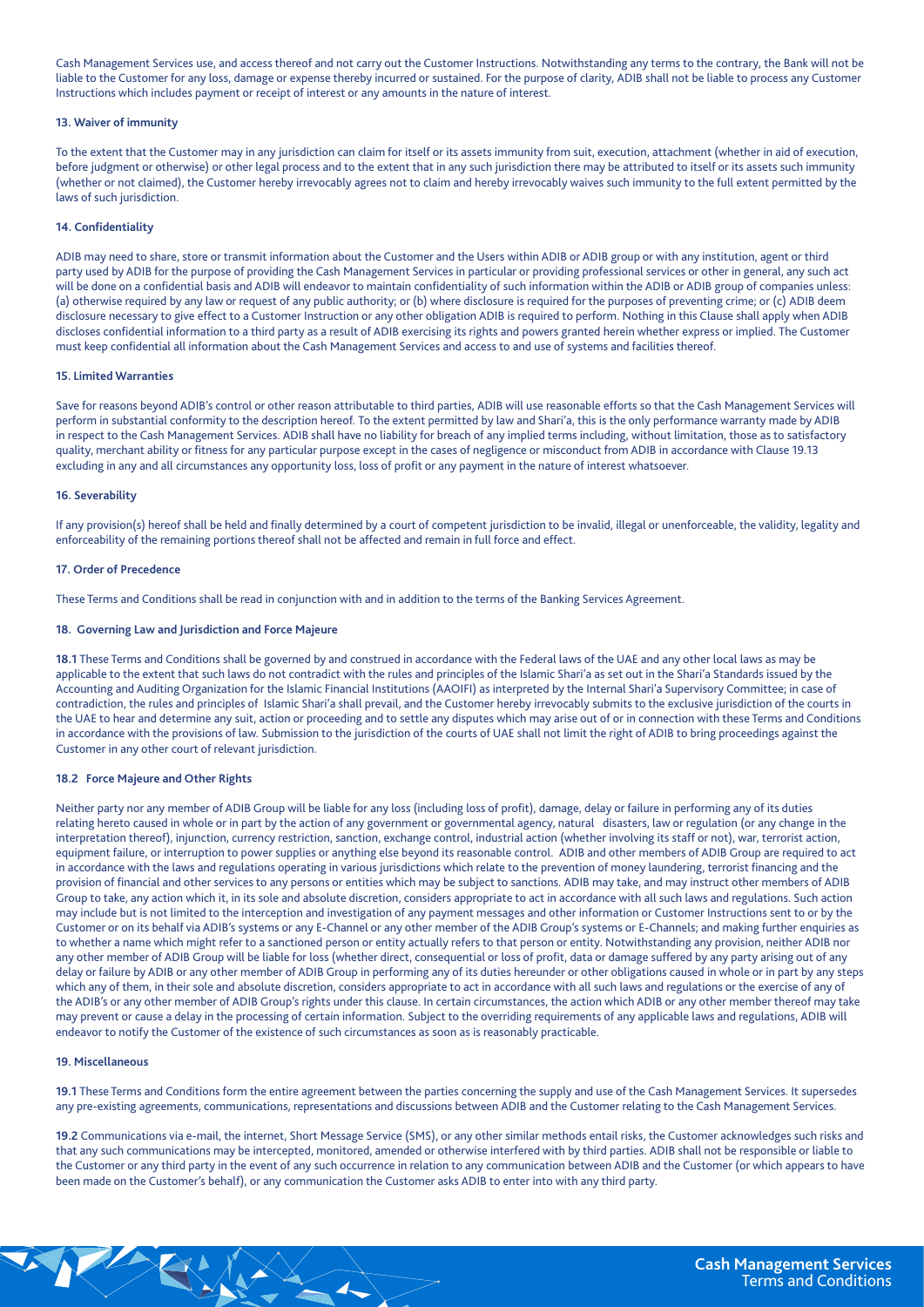Cash Management Services use, and access thereof and not carry out the Customer Instructions. Notwithstanding any terms to the contrary, the Bank will not be liable to the Customer for any loss, damage or expense thereby incurred or sustained. For the purpose of clarity, ADIB shall not be liable to process any Customer Instructions which includes payment or receipt of interest or any amounts in the nature of interest.

**13. Waiver of immunity**

To the extent that the Customer may in any jurisdiction can claim for itself or its assets immunity from suit, execution, attachment (whether in aid of execution, before judgment or otherwise) or other legal process and to the extent that in any such jurisdiction there may be attributed to itself or its assets such immunity (whether or not claimed), the Customer hereby irrevocably agrees not to claim and hereby irrevocably waives such immunity to the full extent permitted by the laws of such jurisdiction.

**14. Confidentiality**

ADIB may need to share, store or transmit information about the Customer and the Users within ADIB or ADIB group or with any institution, agent or third party used by ADIB for the purpose of providing the Cash Management Services in particular or providing professional services or other in general, any such act will be done on a confidential basis and ADIB will endeavor to maintain confidentiality of such information within the ADIB or ADIB group of companies unless: (a) otherwise required by any law or request of any public authority; or (b) where disclosure is required for the purposes of preventing crime; or (c) ADIB deem disclosure necessary to give effect to a Customer Instruction or any other obligation ADIB is required to perform. Nothing in this Clause shall apply when ADIB discloses confidential information to a third party as a result of ADIB exercising its rights and powers granted herein whether express or implied. The Customer must keep confidential all information about the Cash Management Services and access to and use of systems and facilities thereof.

**15. Limited Warranties**

Save for reasons beyond ADIB's control or other reason attributable to third parties, ADIB will use reasonable efforts so that the Cash Management Services will perform in substantial conformity to the description hereof. To the extent permitted by law and Shari'a, this is the only performance warranty made by ADIB in respect to the Cash Management Services. ADIB shall have no liability for breach of any implied terms including, without limitation, those as to satisfactory quality, merchant ability or fitness for any particular purpose except in the cases of negligence or misconduct from ADIB in accordance with Clause 19.13 excluding in any and all circumstances any opportunity loss, loss of profit or any payment in the nature of interest whatsoever.

**16. Severability**

If any provision(s) hereof shall be held and finally determined by a court of competent jurisdiction to be invalid, illegal or unenforceable, the validity, legality and enforceability of the remaining portions thereof shall not be affected and remain in full force and effect.

**17. Order of Precedence**

These Terms and Conditions shall be read in conjunction with and in addition to the terms of the Banking Services Agreement.

**18. Governing Law and Jurisdiction and Force Majeure**

**18.1** These Terms and Conditions shall be governed by and construed in accordance with the Federal laws of the UAE and any other local laws as may be applicable to the extent that such laws do not contradict with the rules and principles of the Islamic Shari'a as set out in the Shari'a Standards issued by the Accounting and Auditing Organization for the Islamic Financial Institutions (AAOIFI) as interpreted by the Internal Shari'a Supervisory Committee; in case of contradiction, the rules and principles of Islamic Shari'a shall prevail, and the Customer hereby irrevocably submits to the exclusive jurisdiction of the courts in the UAE to hear and determine any suit, action or proceeding and to settle any disputes which may arise out of or in connection with these Terms and Conditions in accordance with the provisions of law. Submission to the jurisdiction of the courts of UAE shall not limit the right of ADIB to bring proceedings against the Customer in any other court of relevant jurisdiction.

**18.2 Force Majeure and Other Rights**

Neither party nor any member of ADIB Group will be liable for any loss (including loss of profit), damage, delay or failure in performing any of its duties relating hereto caused in whole or in part by the action of any government or governmental agency, natural disasters, law or regulation (or any change in the interpretation thereof), injunction, currency restriction, sanction, exchange control, industrial action (whether involving its staff or not), war, terrorist action, equipment failure, or interruption to power supplies or anything else beyond its reasonable control. ADIB and other members of ADIB Group are required to act in accordance with the laws and regulations operating in various jurisdictions which relate to the prevention of money laundering, terrorist financing and the provision of financial and other services to any persons or entities which may be subject to sanctions. ADIB may take, and may instruct other members of ADIB Group to take, any action which it, in its sole and absolute discretion, considers appropriate to act in accordance with all such laws and regulations. Such action may include but is not limited to the interception and investigation of any payment messages and other information or Customer Instructions sent to or by the Customer or on its behalf via ADIB's systems or any E-Channel or any other member of the ADIB Group's systems or E-Channels; and making further enquiries as to whether a name which might refer to a sanctioned person or entity actually refers to that person or entity. Notwithstanding any provision, neither ADIB nor any other member of ADIB Group will be liable for loss (whether direct, consequential or loss of profit, data or damage suffered by any party arising out of any delay or failure by ADIB or any other member of ADIB Group in performing any of its duties hereunder or other obligations caused in whole or in part by any steps which any of them, in their sole and absolute discretion, considers appropriate to act in accordance with all such laws and regulations or the exercise of any of the ADIB's or any other member of ADIB Group's rights under this clause. In certain circumstances, the action which ADIB or any other member thereof may take may prevent or cause a delay in the processing of certain information. Subject to the overriding requirements of any applicable laws and regulations, ADIB will endeavor to notify the Customer of the existence of such circumstances as soon as is reasonably practicable.

**19. Miscellaneous**

**19.1** These Terms and Conditions form the entire agreement between the parties concerning the supply and use of the Cash Management Services. It supersedes any pre-existing agreements, communications, representations and discussions between ADIB and the Customer relating to the Cash Management Services.

**19.2** Communications via e-mail, the internet, Short Message Service (SMS), or any other similar methods entail risks, the Customer acknowledges such risks and that any such communications may be intercepted, monitored, amended or otherwise interfered with by third parties. ADIB shall not be responsible or liable to the Customer or any third party in the event of any such occurrence in relation to any communication between ADIB and the Customer (or which appears to have been made on the Customer's behalf), or any communication the Customer asks ADIB to enter into with any third party.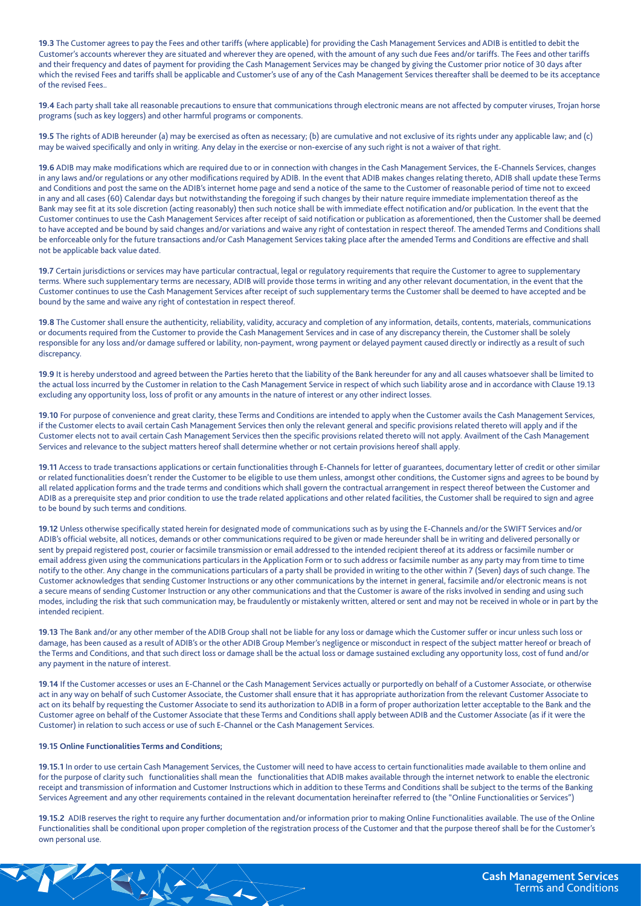**19.3** The Customer agrees to pay the Fees and other tariffs (where applicable) for providing the Cash Management Services and ADIB is entitled to debit the Customer's accounts wherever they are situated and wherever they are opened, with the amount of any such due Fees and/or tariffs. The Fees and other tariffs and their frequency and dates of payment for providing the Cash Management Services may be changed by giving the Customer prior notice of 30 days after which the revised Fees and tariffs shall be applicable and Customer's use of any of the Cash Management Services thereafter shall be deemed to be its acceptance of the revised Fees..

**19.4** Each party shall take all reasonable precautions to ensure that communications through electronic means are not affected by computer viruses, Trojan horse programs (such as key loggers) and other harmful programs or components.

**19.5** The rights of ADIB hereunder (a) may be exercised as often as necessary; (b) are cumulative and not exclusive of its rights under any applicable law; and (c) may be waived specifically and only in writing. Any delay in the exercise or non-exercise of any such right is not a waiver of that right.

**19.6** ADIB may make modifications which are required due to or in connection with changes in the Cash Management Services, the E-Channels Services, changes in any laws and/or regulations or any other modifications required by ADIB. In the event that ADIB makes changes relating thereto, ADIB shall update these Terms and Conditions and post the same on the ADIB's internet home page and send a notice of the same to the Customer of reasonable period of time not to exceed in any and all cases (60) Calendar days but notwithstanding the foregoing if such changes by their nature require immediate implementation thereof as the Bank may see fit at its sole discretion (acting reasonably) then such notice shall be with immediate effect notification and/or publication. In the event that the Customer continues to use the Cash Management Services after receipt of said notification or publication as aforementioned, then the Customer shall be deemed to have accepted and be bound by said changes and/or variations and waive any right of contestation in respect thereof. The amended Terms and Conditions shall be enforceable only for the future transactions and/or Cash Management Services taking place after the amended Terms and Conditions are effective and shall not be applicable back value dated.

**19.7** Certain jurisdictions or services may have particular contractual, legal or regulatory requirements that require the Customer to agree to supplementary terms. Where such supplementary terms are necessary, ADIB will provide those terms in writing and any other relevant documentation, in the event that the Customer continues to use the Cash Management Services after receipt of such supplementary terms the Customer shall be deemed to have accepted and be bound by the same and waive any right of contestation in respect thereof.

**19.8** The Customer shall ensure the authenticity, reliability, validity, accuracy and completion of any information, details, contents, materials, communications or documents required from the Customer to provide the Cash Management Services and in case of any discrepancy therein, the Customer shall be solely responsible for any loss and/or damage suffered or lability, non-payment, wrong payment or delayed payment caused directly or indirectly as a result of such discrepancy.

**19.9** It is hereby understood and agreed between the Parties hereto that the liability of the Bank hereunder for any and all causes whatsoever shall be limited to the actual loss incurred by the Customer in relation to the Cash Management Service in respect of which such liability arose and in accordance with Clause 19.13 excluding any opportunity loss, loss of profit or any amounts in the nature of interest or any other indirect losses.

**19.10** For purpose of convenience and great clarity, these Terms and Conditions are intended to apply when the Customer avails the Cash Management Services, if the Customer elects to avail certain Cash Management Services then only the relevant general and specific provisions related thereto will apply and if the Customer elects not to avail certain Cash Management Services then the specific provisions related thereto will not apply. Availment of the Cash Management Services and relevance to the subject matters hereof shall determine whether or not certain provisions hereof shall apply.

**19.11** Access to trade transactions applications or certain functionalities through E-Channels for letter of guarantees, documentary letter of credit or other similar or related functionalities doesn't render the Customer to be eligible to use them unless, amongst other conditions, the Customer signs and agrees to be bound by all related application forms and the trade terms and conditions which shall govern the contractual arrangement in respect thereof between the Customer and ADIB as a prerequisite step and prior condition to use the trade related applications and other related facilities, the Customer shall be required to sign and agree to be bound by such terms and conditions.

**19.12** Unless otherwise specifically stated herein for designated mode of communications such as by using the E-Channels and/or the SWIFT Services and/or ADIB's official website, all notices, demands or other communications required to be given or made hereunder shall be in writing and delivered personally or sent by prepaid registered post, courier or facsimile transmission or email addressed to the intended recipient thereof at its address or facsimile number or email address given using the communications particulars in the Application Form or to such address or facsimile number as any party may from time to time notify to the other. Any change in the communications particulars of a party shall be provided in writing to the other within 7 (Seven) days of such change. The Customer acknowledges that sending Customer Instructions or any other communications by the internet in general, facsimile and/or electronic means is not a secure means of sending Customer Instruction or any other communications and that the Customer is aware of the risks involved in sending and using such modes, including the risk that such communication may, be fraudulently or mistakenly written, altered or sent and may not be received in whole or in part by the intended recipient.

**19.13** The Bank and/or any other member of the ADIB Group shall not be liable for any loss or damage which the Customer suffer or incur unless such loss or damage, has been caused as a result of ADIB's or the other ADIB Group Member's negligence or misconduct in respect of the subject matter hereof or breach of the Terms and Conditions, and that such direct loss or damage shall be the actual loss or damage sustained excluding any opportunity loss, cost of fund and/or any payment in the nature of interest.

**19.14** If the Customer accesses or uses an E-Channel or the Cash Management Services actually or purportedly on behalf of a Customer Associate, or otherwise act in any way on behalf of such Customer Associate, the Customer shall ensure that it has appropriate authorization from the relevant Customer Associate to act on its behalf by requesting the Customer Associate to send its authorization to ADIB in a form of proper authorization letter acceptable to the Bank and the Customer agree on behalf of the Customer Associate that these Terms and Conditions shall apply between ADIB and the Customer Associate (as if it were the Customer) in relation to such access or use of such E-Channel or the Cash Management Services.

**19.15 Online Functionalities Terms and Conditions;**

**19.15.1** In order to use certain Cash Management Services, the Customer will need to have access to certain functionalities made available to them online and for the purpose of clarity such functionalities shall mean the functionalities that ADIB makes available through the internet network to enable the electronic receipt and transmission of information and Customer Instructions which in addition to these Terms and Conditions shall be subject to the terms of the Banking Services Agreement and any other requirements contained in the relevant documentation hereinafter referred to (the "Online Functionalities or Services")

**19.15.2** ADIB reserves the right to require any further documentation and/or information prior to making Online Functionalities available. The use of the Online Functionalities shall be conditional upon proper completion of the registration process of the Customer and that the purpose thereof shall be for the Customer's own personal use.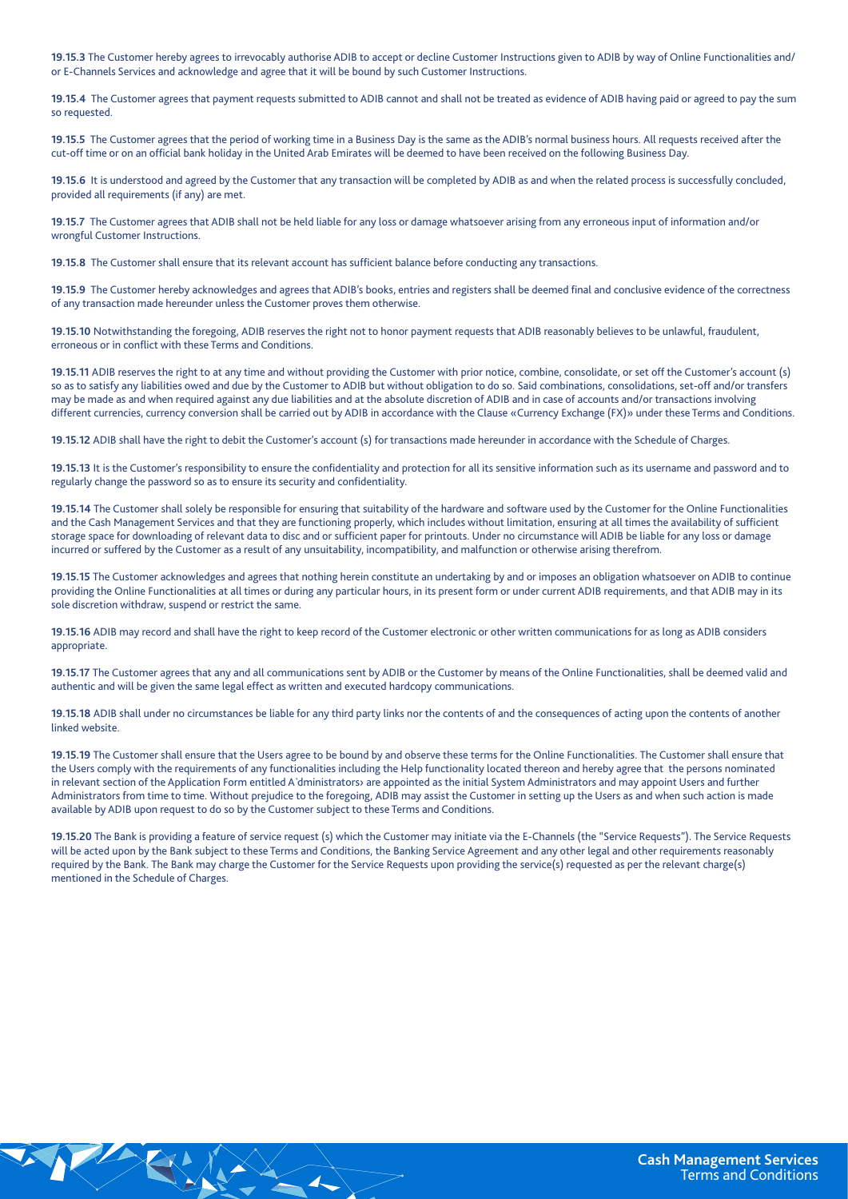**19.15.3** The Customer hereby agrees to irrevocably authorise ADIB to accept or decline Customer Instructions given to ADIB by way of Online Functionalities and/or E-Channels Services and acknowledge and agree that it will be bound by such Customer Instructions.

**19.15.4** The Customer agrees that payment requests submitted to ADIB cannot and shall not be treated as evidence of ADIB having paid or agreed to pay the sum so requested.

**19.15.5** The Customer agrees that the period of working time in a Business Day is the same as the ADIB's normal business hours. All requests received after the cut-off time or on an official bank holiday in the United Arab Emirates will be deemed to have been received on the following Business Day.

**19.15.6** It is understood and agreed by the Customer that any transaction will be completed by ADIB as and when the related process is successfully concluded, provided all requirements (if any) are met.

**19.15.7** The Customer agrees that ADIB shall not be held liable for any loss or damage whatsoever arising from any erroneous input of information and/or wrongful Customer Instructions.

**19.15.8** The Customer shall ensure that its relevant account has sufficient balance before conducting any transactions.

**19.15.9** The Customer hereby acknowledges and agrees that ADIB's books, entries and registers shall be deemed final and conclusive evidence of the correctness of any transaction made hereunder unless the Customer proves them otherwise.

**19.15.10** Notwithstanding the foregoing, ADIB reserves the right not to honor payment requests that ADIB reasonably believes to be unlawful, fraudulent, erroneous or in conflict with these Terms and Conditions.

**19.15.11** ADIB reserves the right to at any time and without providing the Customer with prior notice, combine, consolidate, or set off the Customer's account (s) so as to satisfy any liabilities owed and due by the Customer to ADIB but without obligation to do so. Said combinations, consolidations, set-off and/or transfers may be made as and when required against any due liabilities and at the absolute discretion of ADIB and in case of accounts and/or transactions involving different currencies, currency conversion shall be carried out by ADIB in accordance with the Clause «Currency Exchange (FX)» under these Terms and Conditions.

**19.15.12** ADIB shall have the right to debit the Customer's account (s) for transactions made hereunder in accordance with the Schedule of Charges.

**19.15.13** It is the Customer's responsibility to ensure the confidentiality and protection for all its sensitive information such as its username and password and to regularly change the password so as to ensure its security and confidentiality.

**19.15.14** The Customer shall solely be responsible for ensuring that suitability of the hardware and software used by the Customer for the Online Functionalities and the Cash Management Services and that they are functioning properly, which includes without limitation, ensuring at all times the availability of sufficient storage space for downloading of relevant data to disc and or sufficient paper for printouts. Under no circumstance will ADIB be liable for any loss or damage incurred or suffered by the Customer as a result of any unsuitability, incompatibility, and malfunction or otherwise arising therefrom.

**19.15.15** The Customer acknowledges and agrees that nothing herein constitute an undertaking by and or imposes an obligation whatsoever on ADIB to continue providing the Online Functionalities at all times or during any particular hours, in its present form or under current ADIB requirements, and that ADIB may in its sole discretion withdraw, suspend or restrict the same.

**19.15.16** ADIB may record and shall have the right to keep record of the Customer electronic or other written communications for as long as ADIB considers appropriate.

**19.15.17** The Customer agrees that any and all communications sent by ADIB or the Customer by means of the Online Functionalities, shall be deemed valid and authentic and will be given the same legal effect as written and executed hardcopy communications.

**19.15.18** ADIB shall under no circumstances be liable for any third party links nor the contents of and the consequences of acting upon the contents of another linked website.

**19.15.19** The Customer shall ensure that the Users agree to be bound by and observe these terms for the Online Functionalities. The Customer shall ensure that the Users comply with the requirements of any functionalities including the Help functionality located thereon and hereby agree that the persons nominated in relevant section of the Application Form entitled A'dministrators› are appointed as the initial System Administrators and may appoint Users and further Administrators from time to time. Without prejudice to the foregoing, ADIB may assist the Customer in setting up the Users as and when such action is made available by ADIB upon request to do so by the Customer subject to these Terms and Conditions.

**19.15.20** The Bank is providing a feature of service request (s) which the Customer may initiate via the E-Channels (the "Service Requests"). The Service Requests will be acted upon by the Bank subject to these Terms and Conditions, the Banking Service Agreement and any other legal and other requirements reasonably required by the Bank. The Bank may charge the Customer for the Service Requests upon providing the service(s) requested as per the relevant charge(s) mentioned in the Schedule of Charges.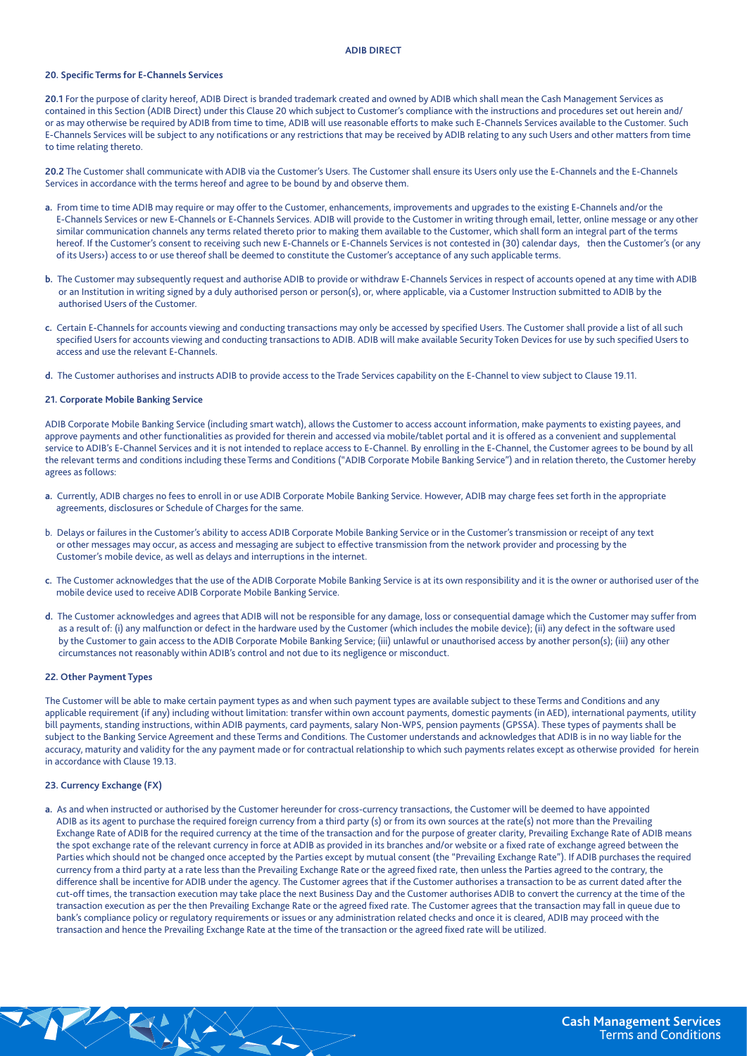## ADIB DIRECT

### 20. Specific Terms for E-Channels Services

**20.1** For the purpose of clarity hereof, ADIB Direct is branded trademark created and owned by ADIB which shall mean the Cash Management Services as contained in this Section (ADIB Direct) under this Clause 20 which subject to Customer's compliance with the instructions and procedures set out herein and/ or as may otherwise be required by ADIB from time to time, ADIB will use reasonable efforts to make such E-Channels Services available to the Customer. Such E-Channels Services will be subject to any notifications or any restrictions that may be received by ADIB relating to any such Users and other matters from time to time relating thereto.

**20.2** The Customer shall communicate with ADIB via the Customer's Users. The Customer shall ensure its Users only use the E-Channels and the E-Channels Services in accordance with the terms hereof and agree to be bound by and observe them.

**a.** From time to time ADIB may require or may offer to the Customer, enhancements, improvements and upgrades to the existing E-Channels and/or the E-Channels Services or new E-Channels or E-Channels Services. ADIB will provide to the Customer in writing through email, letter, online message or any other similar communication channels any terms related thereto prior to making them available to the Customer, which shall form an integral part of the terms hereof. If the Customer's consent to receiving such new E-Channels or E-Channels Services is not contested in (30) calendar days, then the Customer's (or any of its Users›) access to or use thereof shall be deemed to constitute the Customer's acceptance of any such applicable terms.

**b.** The Customer may subsequently request and authorise ADIB to provide or withdraw E-Channels Services in respect of accounts opened at any time with ADIB or an Institution in writing signed by a duly authorised person or person(s), or, where applicable, via a Customer Instruction submitted to ADIB by the authorised Users of the Customer.

**c.** Certain E-Channels for accounts viewing and conducting transactions may only be accessed by specified Users. The Customer shall provide a list of all such specified Users for accounts viewing and conducting transactions to ADIB. ADIB will make available Security Token Devices for use by such specified Users to access and use the relevant E-Channels.

**d.** The Customer authorises and instructs ADIB to provide access to the Trade Services capability on the E-Channel to view subject to Clause 19.11.

### 21. Corporate Mobile Banking Service

ADIB Corporate Mobile Banking Service (including smart watch), allows the Customer to access account information, make payments to existing payees, and approve payments and other functionalities as provided for therein and accessed via mobile/tablet portal and it is offered as a convenient and supplemental service to ADIB's E-Channel Services and it is not intended to replace access to E-Channel. By enrolling in the E-Channel, the Customer agrees to be bound by all the relevant terms and conditions including these Terms and Conditions ("ADIB Corporate Mobile Banking Service") and in relation thereto, the Customer hereby agrees as follows:

**a.** Currently, ADIB charges no fees to enroll in or use ADIB Corporate Mobile Banking Service. However, ADIB may charge fees set forth in the appropriate agreements, disclosures or Schedule of Charges for the same.

b. Delays or failures in the Customer's ability to access ADIB Corporate Mobile Banking Service or in the Customer's transmission or receipt of any text or other messages may occur, as access and messaging are subject to effective transmission from the network provider and processing by the Customer's mobile device, as well as delays and interruptions in the internet.

**c.** The Customer acknowledges that the use of the ADIB Corporate Mobile Banking Service is at its own responsibility and it is the owner or authorised user of the mobile device used to receive ADIB Corporate Mobile Banking Service.

**d.** The Customer acknowledges and agrees that ADIB will not be responsible for any damage, loss or consequential damage which the Customer may suffer from as a result of: (i) any malfunction or defect in the hardware used by the Customer (which includes the mobile device); (ii) any defect in the software used by the Customer to gain access to the ADIB Corporate Mobile Banking Service; (iii) unlawful or unauthorised access by another person(s); (iii) any other circumstances not reasonably within ADIB's control and not due to its negligence or misconduct.

### 22. Other Payment Types

The Customer will be able to make certain payment types as and when such payment types are available subject to these Terms and Conditions and any applicable requirement (if any) including without limitation: transfer within own account payments, domestic payments (in AED), international payments, utility bill payments, standing instructions, within ADIB payments, card payments, salary Non-WPS, pension payments (GPSSA). These types of payments shall be subject to the Banking Service Agreement and these Terms and Conditions. The Customer understands and acknowledges that ADIB is in no way liable for the accuracy, maturity and validity for the any payment made or for contractual relationship to which such payments relates except as otherwise provided for herein in accordance with Clause 19.13.

### 23. Currency Exchange (FX)

**a.** As and when instructed or authorised by the Customer hereunder for cross-currency transactions, the Customer will be deemed to have appointed ADIB as its agent to purchase the required foreign currency from a third party (s) or from its own sources at the rate(s) not more than the Prevailing Exchange Rate of ADIB for the required currency at the time of the transaction and for the purpose of greater clarity, Prevailing Exchange Rate of ADIB means the spot exchange rate of the relevant currency in force at ADIB as provided in its branches and/or website or a fixed rate of exchange agreed between the Parties which should not be changed once accepted by the Parties except by mutual consent (the "Prevailing Exchange Rate"). If ADIB purchases the required currency from a third party at a rate less than the Prevailing Exchange Rate or the agreed fixed rate, then unless the Parties agreed to the contrary, the difference shall be incentive for ADIB under the agency. The Customer agrees that if the Customer authorises a transaction to be as current dated after the cut-off times, the transaction execution may take place the next Business Day and for the purpose of greater clarity, the Customer authorises ADIB to convert the currency at the time of the transaction execution as per the then Prevailing Exchange Rate or the agreed fixed rate. The Customer agrees that the transaction may fall in queue due to bank's compliance policy or regulatory requirements or issues or any administration related checks and once it is cleared, ADIB may proceed with the transaction and hence the Prevailing Exchange Rate at the time of the transaction or the agreed fixed rate will be utilized.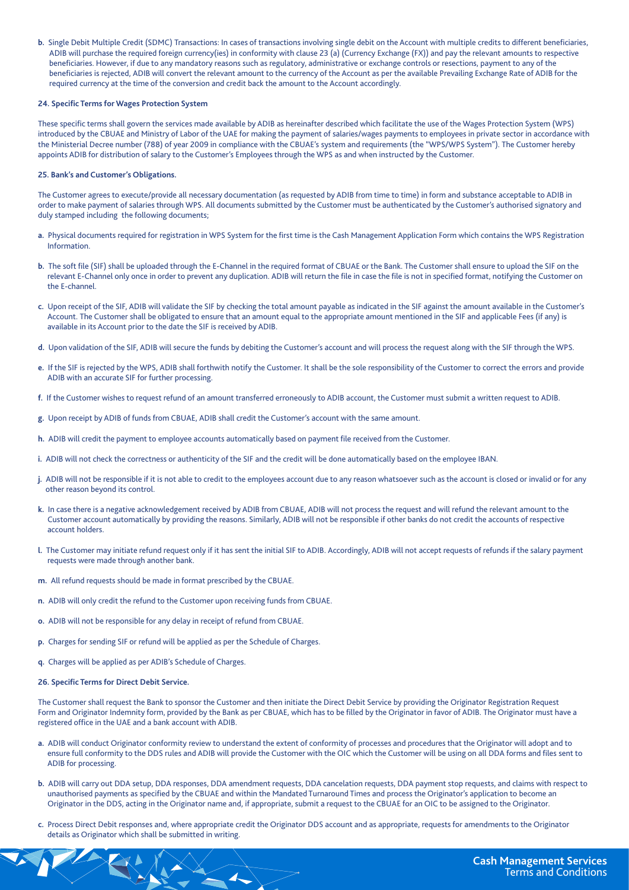b. Single Debit Multiple Credit (SDMC) Transactions: In cases of transactions involving single debit on the Account with multiple credits to different beneficiaries, ADIB will purchase the required foreign currency(ies) in conformity with clause 23 (a) (Currency Exchange (FX)) and pay the relevant amounts to respective beneficiaries. However, if due to any mandatory reasons such as regulatory, administrative or exchange controls or resections, payment to any of the beneficiaries is rejected, ADIB will convert the relevant amount to the currency of the Account as per the available Prevailing Exchange Rate of ADIB for the required currency at the time of the conversion and credit back the amount to the Account accordingly.

**24. Specific Terms for Wages Protection System**

These specific terms shall govern the services made available by ADIB as hereinafter described which facilitate the use of the Wages Protection System (WPS) introduced by the CBUAE and Ministry of Labor of the UAE for making the payment of salaries/wages payments to employees in private sector in accordance with the Ministerial Decree number (788) of year 2009 in compliance with the CBUAE's system and requirements (the "WPS/WPS System"). The Customer hereby appoints ADIB for distribution of salary to the Customer's Employees through the WPS as and when instructed by the Customer.

**25. Bank's and Customer's Obligations.**

The Customer agrees to execute/provide all necessary documentation (as requested by ADIB from time to time) in form and substance acceptable to ADIB in order to make payment of salaries through WPS. All documents submitted by the Customer must be authenticated by the Customer's authorised signatory and duly stamped including the following documents;

a. Physical documents required for registration in WPS System for the first time is the Cash Management Application Form which contains the WPS Registration Information.

b. The soft file (SIF) shall be uploaded through the E-Channel in the required format of CBUAE or the Bank. The Customer shall ensure to upload the SIF on the relevant E-Channel only once in order to prevent any duplication. ADIB will return the file in case the file is not in specified format, notifying the Customer on the E-channel.

c. Upon receipt of the SIF, ADIB will validate the SIF by checking the total amount payable as indicated in the SIF against the amount available in the Customer's Account. The Customer shall be obligated to ensure that an amount equal to the appropriate amount mentioned in the SIF and applicable Fees (if any) is available in its Account prior to the date the SIF is received by ADIB.

d. Upon validation of the SIF, ADIB will secure the funds by debiting the Customer's account and will process the request along with the SIF through the WPS.

e. If the SIF is rejected by the WPS, ADIB shall forthwith notify the Customer. It shall be the sole responsibility of the Customer to correct the errors and provide ADIB with an accurate SIF for further processing.

f. If the Customer wishes to request refund of an amount transferred erroneously to ADIB account, the Customer must submit a written request to ADIB.

g. Upon receipt by ADIB of funds from CBUAE, ADIB shall credit the Customer's account with the same amount.

h. ADIB will credit the payment to employee accounts automatically based on payment file received from the Customer.

i. ADIB will not check the correctness or authenticity of the SIF and the credit will be done automatically based on the employee IBAN.

j. ADIB will not be responsible if it is not able to credit to the employees account due to any reason whatsoever such as the account is closed or invalid or for any other reason beyond its control.

k. In case there is a negative acknowledgement received by ADIB from CBUAE, ADIB will not process the request and will refund the relevant amount to the Customer account automatically by providing the reasons. Similarly, ADIB will not be responsible if other banks do not credit the accounts of respective account holders.

l. The Customer may initiate refund request only if it has sent the initial SIF to ADIB. Accordingly, ADIB will not accept requests of refunds if the salary payment requests were made through another bank.

m. All refund requests should be made in format prescribed by the CBUAE.

n. ADIB will only credit the refund to the Customer upon receiving funds from CBUAE.

o. ADIB will not be responsible for any delay in receipt of refund from CBUAE.

p. Charges for sending SIF or refund will be applied as per the Schedule of Charges.

q. Charges will be applied as per ADIB's Schedule of Charges.

**26. Specific Terms for Direct Debit Service.**

The Customer shall request the Bank to sponsor the Customer and then initiate the Direct Debit Service by providing the Originator Registration Request Form and Originator Indemnity form, provided by the Bank as per CBUAE, which has to be filled by the Originator in favor of ADIB. The Originator must have a registered office in the UAE and a bank account with ADIB.

a. ADIB will conduct Originator conformity review to understand the extent of conformity of processes and procedures that the Originator will adopt and to ensure full conformity to the DDS rules and ADIB will provide the Customer with the OIC which the Customer will be using on all DDA forms and files sent to ADIB for processing.

b. ADIB will carry out DDA setup, DDA responses, DDA amendment requests, DDA cancelation requests, DDA payment stop requests, and claims with respect to unauthorised payments as specified by the CBUAE and within the Mandated Turnaround Times and process the Originator's application to become an Originator in the DDS, acting in the Originator name and, if appropriate, submit a request to the CBUAE for an OIC to be assigned to the Originator.

c. Process Direct Debit responses and, where appropriate credit the Originator DDS account and as appropriate, requests for amendments to the Originator details as Originator which shall be submitted in writing.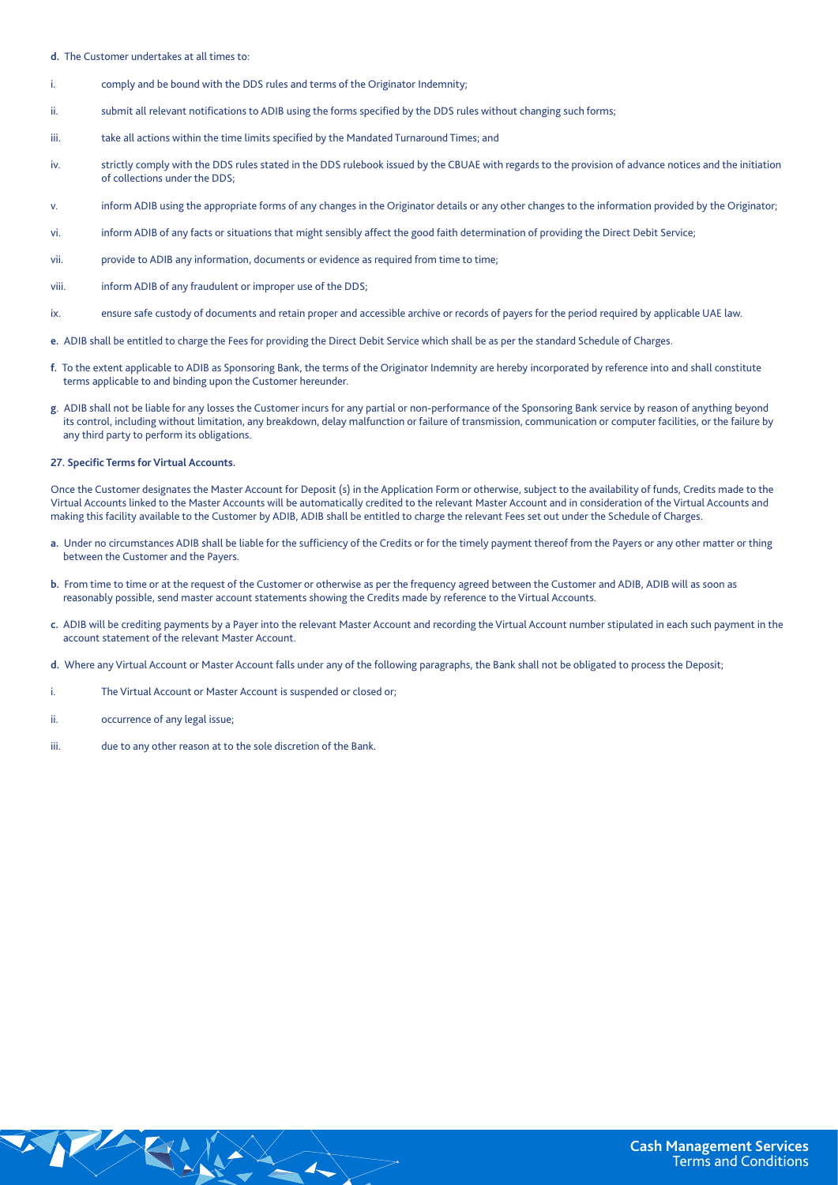**d.** The Customer undertakes at all times to:

i. comply and be bound with the DDS rules and terms of the Originator Indemnity;

ii. submit all relevant notifications to ADIB using the forms specified by the DDS rules without changing such forms;

iii. take all actions within the time limits specified by the Mandated Turnaround Times; and

iv. strictly comply with the DDS rules stated in the DDS rulebook issued by the CBUAE with regards to the provision of advance notices and the initiation of collections under the DDS;

v. inform ADIB using the appropriate forms of any changes in the Originator details or any other changes to the information provided by the Originator;

vi. inform ADIB of any facts or situations that might sensibly affect the good faith determination of providing the Direct Debit Service;

vii. provide to ADIB any information, documents or evidence as required from time to time;

viii. inform ADIB of any fraudulent or improper use of the DDS;

ix. ensure safe custody of documents and retain proper and accessible archive or records of payers for the period required by applicable UAE law.

**e.** ADIB shall be entitled to charge the Fees for providing the Direct Debit Service which shall be as per the standard Schedule of Charges.

**f.** To the extent applicable to ADIB as Sponsoring Bank, the terms of the Originator Indemnity are hereby incorporated by reference into and shall constitute terms applicable to and binding upon the Customer hereunder.

**g.** ADIB shall not be liable for any losses the Customer incurs for any partial or non-performance of the Sponsoring Bank service by reason of anything beyond its control, including without limitation, any breakdown, delay malfunction or failure of transmission, communication or computer facilities, or the failure by any third party to perform its obligations.

**27. Specific Terms for Virtual Accounts.**

Once the Customer designates the Master Account for Deposit (s) in the Application Form or otherwise, subject to the availability of funds, Credits made to the Virtual Accounts linked to the Master Accounts will be automatically credited to the relevant Master Account and in consideration of the Virtual Accounts and making this facility available to the Customer by ADIB, ADIB shall be entitled to charge the relevant Fees set out under the Schedule of Charges.

**a.** Under no circumstances ADIB shall be liable for the sufficiency of the Credits or for the timely payment thereof from the Payers or any other matter or thing between the Customer and the Payers.

**b.** From time to time or at the request of the Customer or otherwise as per the frequency agreed between the Customer and ADIB, ADIB will as soon as reasonably possible, send master account statements showing the Credits made by reference to the Virtual Accounts.

**c.** ADIB will be crediting payments by a Payer into the relevant Master Account and recording the Virtual Account number stipulated in each such payment in the account statement of the relevant Master Account.

**d.** Where any Virtual Account or Master Account falls under any of the following paragraphs, the Bank shall not be obligated to process the Deposit;

i. The Virtual Account or Master Account is suspended or closed or;

ii. occurrence of any legal issue;

iii. due to any other reason at to the sole discretion of the Bank.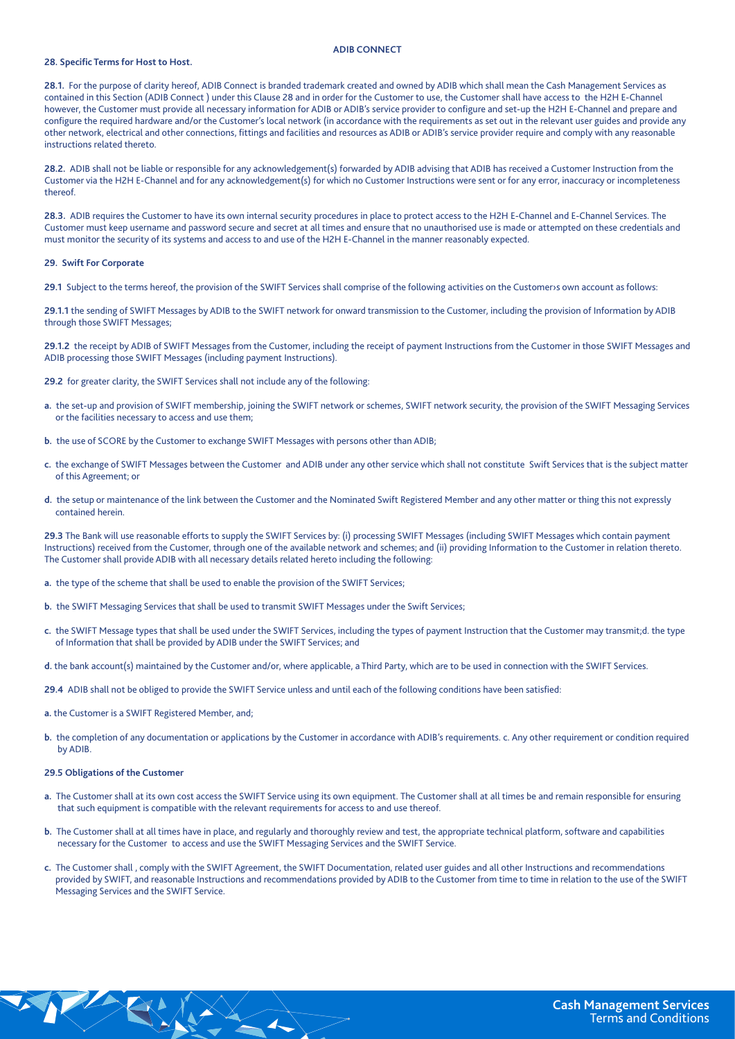**ADIB CONNECT**

**28. Specific Terms for Host to Host.**

**28.1.** For the purpose of clarity hereof, ADIB Connect is branded trademark created and owned by ADIB which shall mean the Cash Management Services as contained in this Section (ADIB Connect ) under this Clause 28 and in order for the Customer to use, the Customer shall have access to the H2H E-Channel however, the Customer must provide all necessary information for ADIB or ADIB's service provider to configure and set-up the H2H E-Channel and prepare and configure the required hardware and/or the Customer's local network (in accordance with the requirements as set out in the relevant user guides and provide any other network, electrical and other connections, fittings and facilities and resources as ADIB or ADIB's service provider require and comply with any reasonable instructions related thereto.

**28.2.** ADIB shall not be liable or responsible for any acknowledgement(s) forwarded by ADIB advising that ADIB has received a Customer Instruction from the Customer via the H2H E-Channel and for any acknowledgement(s) for which no Customer Instructions were sent or for any error, inaccuracy or incompleteness thereof.

**28.3.** ADIB requires the Customer to have its own internal security procedures in place to protect access to the H2H E-Channel and E-Channel Services. The Customer must keep username and password secure and secret at all times and ensure that no unauthorised use is made or attempted on these credentials and must monitor the security of its systems and access to and use of the H2H E-Channel in the manner reasonably expected.

**29. Swift For Corporate**

**29.1** Subject to the terms hereof, the provision of the SWIFT Services shall comprise of the following activities on the Customer›s own account as follows:

**29.1.1** the sending of SWIFT Messages by ADIB to the SWIFT network for onward transmission to the Customer, including the provision of Information by ADIB through those SWIFT Messages;

**29.1.2** the receipt by ADIB of SWIFT Messages from the Customer, including the receipt of payment Instructions from the Customer in those SWIFT Messages and ADIB processing those SWIFT Messages (including payment Instructions).

**29.2** for greater clarity, the SWIFT Services shall not include any of the following:

**a.** the set-up and provision of SWIFT membership, joining the SWIFT network or schemes, SWIFT network security, the provision of the SWIFT Messaging Services or the facilities necessary to access and use them;

**b.** the use of SCORE by the Customer to exchange SWIFT Messages with persons other than ADIB;

**c.** the exchange of SWIFT Messages between the Customer and ADIB under any other service which shall not constitute Swift Services that is the subject matter of this Agreement; or

**d.** the setup or maintenance of the link between the Customer and the Nominated Swift Registered Member and any other matter or thing this not expressly contained herein.

**29.3** The Bank will use reasonable efforts to supply the SWIFT Services by: (i) processing SWIFT Messages (including SWIFT Messages which contain payment Instructions) received from the Customer, through one of the available network and schemes; and (ii) providing Information to the Customer in relation thereto. The Customer shall provide ADIB with all necessary details related hereto including the following:

**a.** the type of the scheme that shall be used to enable the provision of the SWIFT Services;

**b.** the SWIFT Messaging Services that shall be used to transmit SWIFT Messages under the Swift Services;

**c.** the SWIFT Message types that shall be used under the SWIFT Services, including the types of payment Instruction that the Customer may transmit;d. the type of Information that shall be provided by ADIB under the SWIFT Services; and

**d.** the bank account(s) maintained by the Customer and/or, where applicable, a Third Party, which are to be used in connection with the SWIFT Services.

**29.4** ADIB shall not be obliged to provide the SWIFT Service unless and until each of the following conditions have been satisfied:

**a.** the Customer is a SWIFT Registered Member, and;

**b.** the completion of any documentation or applications by the Customer in accordance with ADIB's requirements. c. Any other requirement or condition required by ADIB.

**29.5 Obligations of the Customer**

**a.** The Customer shall at its own cost access the SWIFT Service using its own equipment. The Customer shall at all times be and remain responsible for ensuring that such equipment is compatible with the relevant requirements for access to and use thereof.

**b.** The Customer shall at all times have in place, and regularly and thoroughly review and test, the appropriate technical platform, software and capabilities necessary for the Customer to access and use the SWIFT Messaging Services and the SWIFT Service.

**c.** The Customer shall , comply with the SWIFT Agreement, the SWIFT Documentation, related user guides and all other Instructions and recommendations provided by SWIFT, and reasonable Instructions and recommendations provided by ADIB to the Customer from time to time in relation to the use of the SWIFT Messaging Services and the SWIFT Service.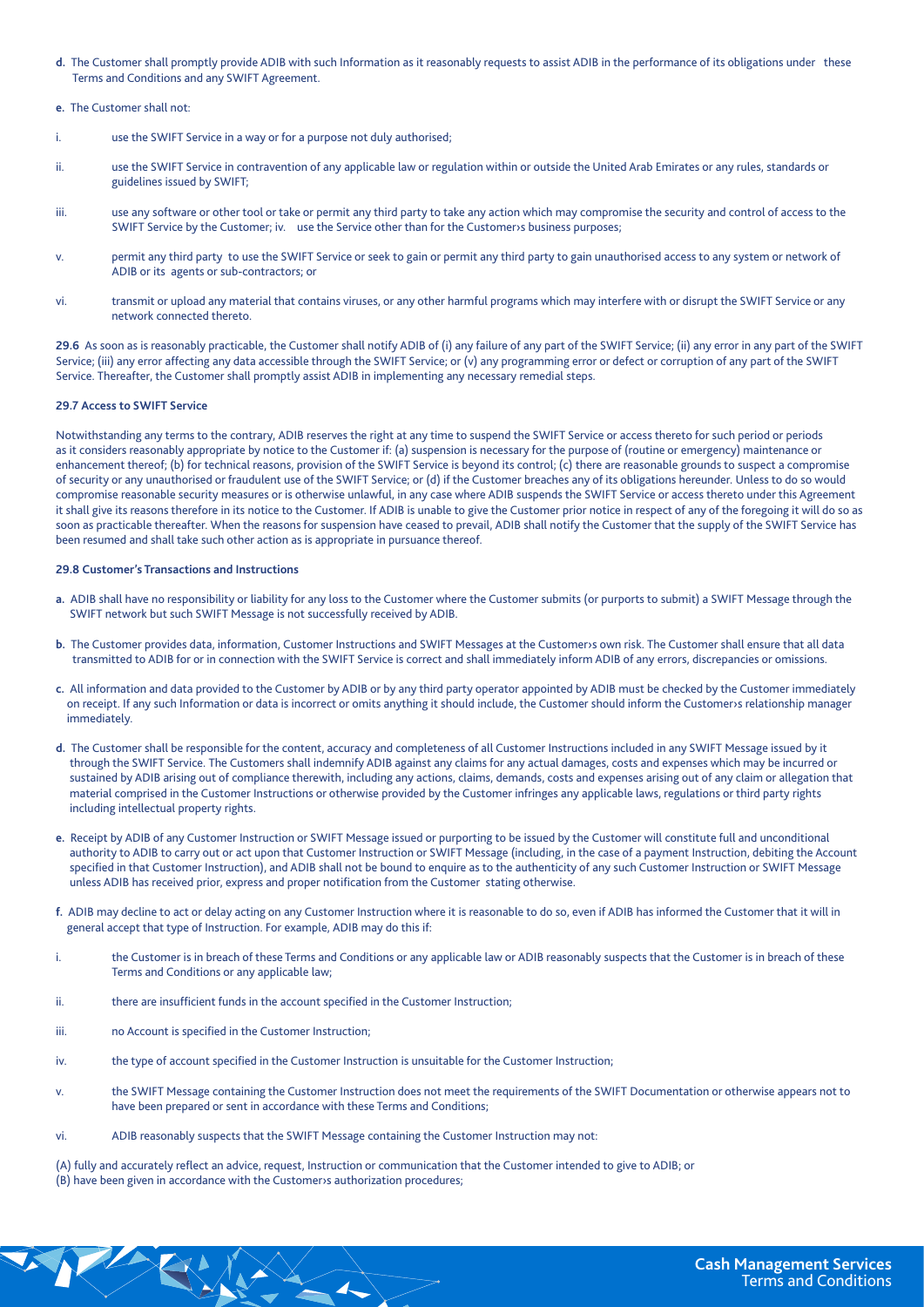**d.** The Customer shall promptly provide ADIB with such Information as it reasonably requests to assist ADIB in the performance of its obligations under these Terms and Conditions and any SWIFT Agreement.

**e.** The Customer shall not:

i. use the SWIFT Service in a way or for a purpose not duly authorised;

ii. use the SWIFT Service in contravention of any applicable law or regulation within or outside the United Arab Emirates or any rules, standards or guidelines issued by SWIFT;

iii. use any software or other tool or take or permit any third party to take any action which may compromise the security and control of access to the SWIFT Service by the Customer; iv. use the Service other than for the Customer›s business purposes;

v. permit any third party to use the SWIFT Service or seek to gain or permit any third party to gain unauthorised access to any system or network of ADIB or its agents or sub-contractors; or

vi. transmit or upload any material that contains viruses, or any other harmful programs which may interfere with or disrupt the SWIFT Service or any network connected thereto.

**29.6** As soon as is reasonably practicable, the Customer shall notify ADIB of (i) any failure of any part of the SWIFT Service; (ii) any error in any part of the SWIFT Service; (iii) any error affecting any data accessible through the SWIFT Service; or (v) any programming error or defect or corruption of any part of the SWIFT Service. Thereafter, the Customer shall promptly assist ADIB in implementing any necessary remedial steps.

**29.7 Access to SWIFT Service**

Notwithstanding any terms to the contrary, ADIB reserves the right at any time to suspend the SWIFT Service or access thereto for such period or periods as it considers reasonably appropriate by notice to the Customer if: (a) suspension is necessary for the purpose of (routine or emergency) maintenance or enhancement thereof; (b) for technical reasons, provision of the SWIFT Service is beyond its control; (c) there are reasonable grounds to suspect a compromise of security or any unauthorised or fraudulent use of the SWIFT Service; or (d) if the Customer breaches any of its obligations hereunder. Unless to do so would compromise reasonable security measures or is otherwise unlawful, in any case where ADIB suspends the SWIFT Service or access thereto under this Agreement it shall give its reasons therefore in its notice to the Customer. If ADIB is unable to give the Customer prior notice in respect of any of the foregoing it will do so as soon as practicable thereafter. When the reasons for suspension have ceased to prevail, ADIB shall notify the Customer that the supply of the SWIFT Service has been resumed and shall take such other action as is appropriate in pursuance thereof.

**29.8 Customer's Transactions and Instructions**

**a.** ADIB shall have no responsibility or liability for any loss to the Customer where the Customer submits (or purports to submit) a SWIFT Message through the SWIFT network but such SWIFT Message is not successfully received by ADIB.

**b.** The Customer provides data, information, Customer Instructions and SWIFT Messages at the Customer›s own risk. The Customer shall ensure that all data transmitted to ADIB for or in connection with the SWIFT Service is correct and shall immediately inform ADIB of any errors, discrepancies or omissions.

**c.** All information and data provided to the Customer by ADIB or by any third party operator appointed by ADIB must be checked by the Customer immediately on receipt. If any such Information or data is incorrect or omits anything it should include, the Customer should inform the Customer›s relationship manager immediately.

**d.** The Customer shall be responsible for the content, accuracy and completeness of all Customer Instructions included in any SWIFT Message issued by it through the SWIFT Service. The Customers shall indemnify ADIB against any claims for any actual damages, costs and expenses which may be incurred or sustained by ADIB arising out of compliance therewith, including any actions, claims, demands, costs and expenses arising out of any claim or allegation that material comprised in the Customer Instructions or otherwise provided by the Customer infringes any applicable laws, regulations or third party rights including intellectual property rights.

**e.** Receipt by ADIB of any Customer Instruction or SWIFT Message issued or purporting to be issued by the Customer will constitute full and unconditional authority to ADIB to carry out or act upon that Customer Instruction or SWIFT Message (including, in the case of a payment Instruction, debiting the Account specified in that Customer Instruction), and ADIB shall not be bound to enquire as to the authenticity of any such Customer Instruction or SWIFT Message unless ADIB has received prior, express and proper notification from the Customer stating otherwise.

**f.** ADIB may decline to act or delay acting on any Customer Instruction where it is reasonable to do so, even if ADIB has informed the Customer that it will in general accept that type of Instruction. For example, ADIB may do this if:

i. the Customer is in breach of these Terms and Conditions or any applicable law or ADIB reasonably suspects that the Customer is in breach of these Terms and Conditions or any applicable law;

ii. there are insufficient funds in the account specified in the Customer Instruction;

iii. no Account is specified in the Customer Instruction;

iv. the type of account specified in the Customer Instruction is unsuitable for the Customer Instruction;

v. the SWIFT Message containing the Customer Instruction does not meet the requirements of the SWIFT Documentation or otherwise appears not to have been prepared or sent in accordance with these Terms and Conditions;

vi. ADIB reasonably suspects that the SWIFT Message containing the Customer Instruction may not:

(A) fully and accurately reflect an advice, request, Instruction or communication that the Customer intended to give to ADIB; or
(B) have been given in accordance with the Customer›s authorization procedures;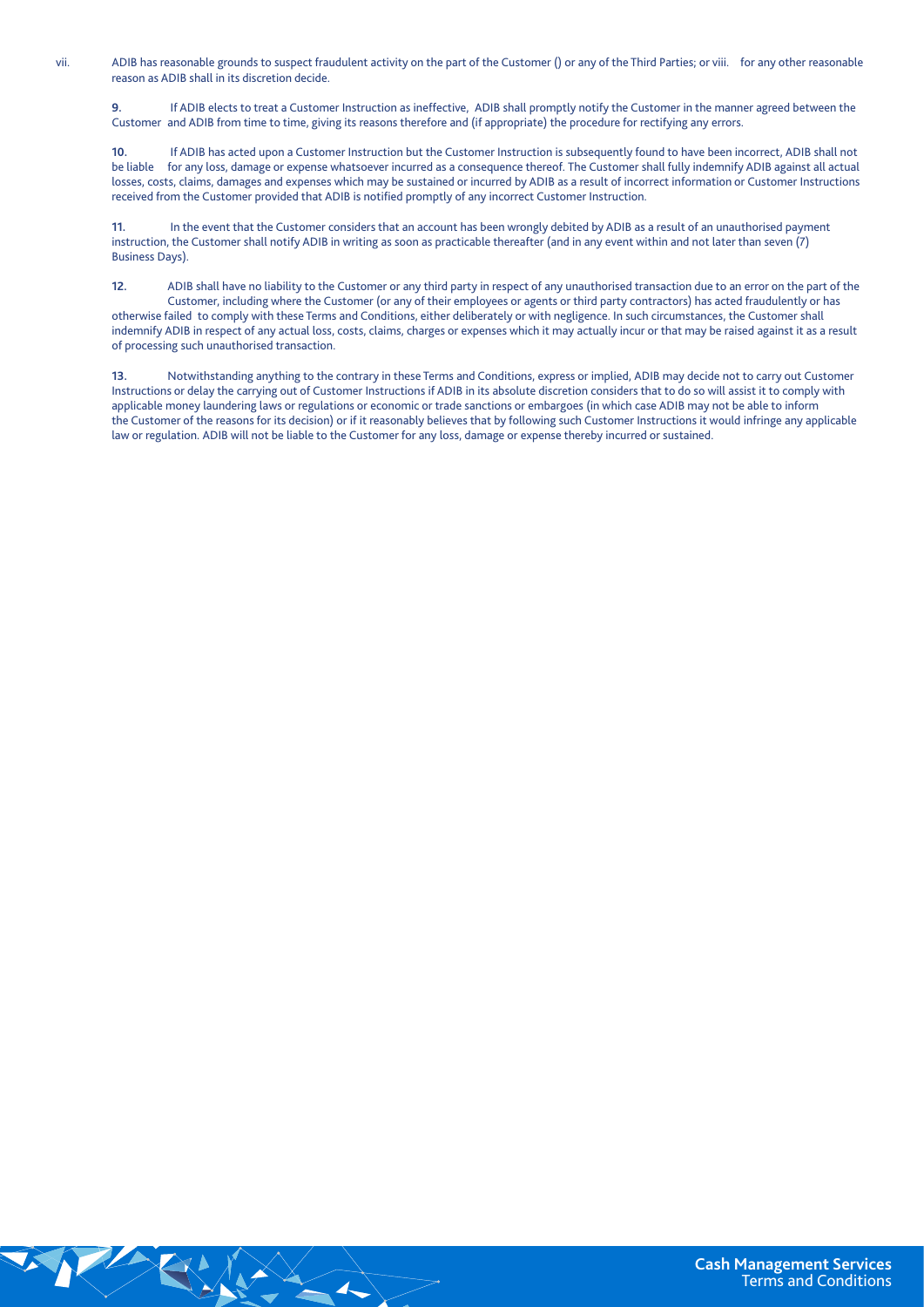vii. ADIB has reasonable grounds to suspect fraudulent activity on the part of the Customer () or any of the Third Parties; or viii. for any other reasonable reason as ADIB shall in its discretion decide.

**9.** If ADIB elects to treat a Customer Instruction as ineffective, ADIB shall promptly notify the Customer in the manner agreed between the Customer and ADIB from time to time, giving its reasons therefore and (if appropriate) the procedure for rectifying any errors.

**10.** If ADIB has acted upon a Customer Instruction but the Customer Instruction is subsequently found to have been incorrect, ADIB shall not be liable for any loss, damage or expense whatsoever incurred as a consequence thereof. The Customer shall fully indemnify ADIB against all actual losses, costs, claims, damages and expenses which may be sustained or incurred by ADIB as a result of incorrect information or Customer Instructions received from the Customer provided that ADIB is notified promptly of any incorrect Customer Instruction.

**11.** In the event that the Customer considers that an account has been wrongly debited by ADIB as a result of an unauthorised payment instruction, the Customer shall notify ADIB in writing as soon as practicable thereafter (and in any event within and not later than seven (7) Business Days).

**12.** ADIB shall have no liability to the Customer or any third party in respect of any unauthorised transaction due to an error on the part of the Customer, including where the Customer (or any of their employees or agents or third party contractors) has acted fraudulently or has otherwise failed to comply with these Terms and Conditions, either deliberately or with negligence. In such circumstances, the Customer shall indemnify ADIB in respect of any actual loss, costs, claims, charges or expenses which it may actually incur or that may be raised against it as a result of processing such unauthorised transaction.

**13.** Notwithstanding anything to the contrary in these Terms and Conditions, express or implied, ADIB may decide not to carry out Customer Instructions or delay the carrying out of Customer Instructions if ADIB in its absolute discretion considers that to do so will assist it to comply with applicable money laundering laws or regulations or economic or trade sanctions or embargoes (in which case ADIB may not be able to inform the Customer of the reasons for its decision) or if it reasonably believes that by following such Customer Instructions it would infringe any applicable law or regulation. ADIB will not be liable to the Customer for any loss, damage or expense thereby incurred or sustained.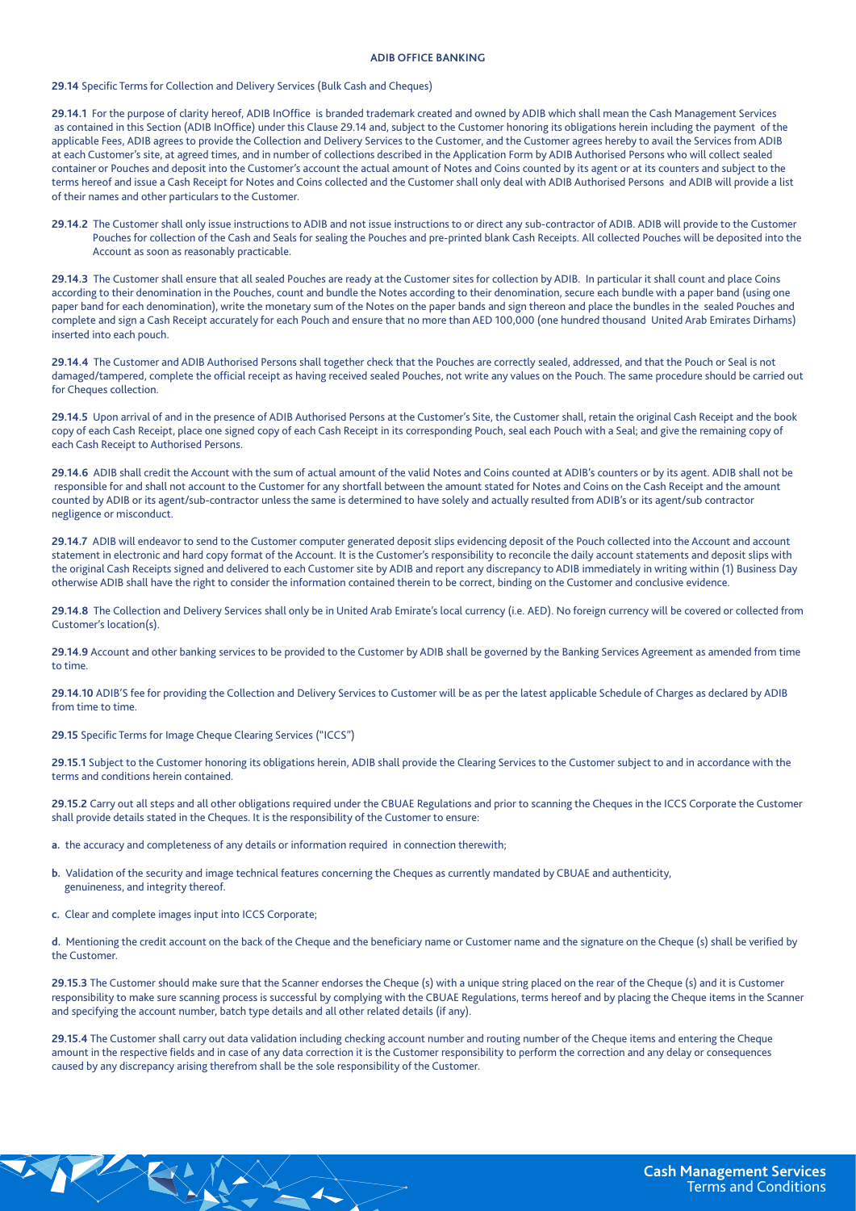**29.14** Specific Terms for Collection and Delivery Services (Bulk Cash and Cheques)

**29.14.1** For the purpose of clarity hereof, ADIB InOffice is branded trademark created and owned by ADIB which shall mean the Cash Management Services as contained in this Section (ADIB InOffice) under this Clause 29.14 and, subject to the Customer honoring its obligations herein including the payment of the applicable Fees, ADIB agrees to provide the Collection and Delivery Services to the Customer, and the Customer agrees hereby to avail the Services from ADIB at each Customer's site, at agreed times, and in number of collections described in the Application Form by ADIB Authorised Persons who will collect sealed container or Pouches and deposit into the Customer's account the actual amount of Notes and Coins counted by its agent or at its counters and subject to the terms hereof and issue a Cash Receipt for Notes and Coins collected and the Customer shall only deal with ADIB Authorised Persons and ADIB will provide a list of their names and other particulars to the Customer.

**29.14.2** The Customer shall only issue instructions to ADIB and not issue instructions to or direct any sub-contractor of ADIB. ADIB will provide to the Customer Pouches for collection of the Cash and Seals for sealing the Pouches and pre-printed blank Cash Receipts. All collected Pouches will be deposited into the Account as soon as reasonably practicable.

**29.14.3** The Customer shall ensure that all sealed Pouches are ready at the Customer sites for collection by ADIB. In particular it shall count and place Coins according to their denomination in the Pouches, count and bundle the Notes according to their denomination, secure each bundle with a paper band (using one paper band for each denomination), write the monetary sum of the Notes on the paper bands and sign thereon and place the bundles in the sealed Pouches and complete and sign a Cash Receipt accurately for each Pouch and ensure that no more than AED 100,000 (one hundred thousand United Arab Emirates Dirhams) inserted into each pouch.

**29.14.4** The Customer and ADIB Authorised Persons shall together check that the Pouches are correctly sealed, addressed, and that the Pouch or Seal is not damaged/tampered, complete the official receipt as having received sealed Pouches, not write any values on the Pouch. The same procedure should be carried out for Cheques collection.

**29.14.5** Upon arrival of and in the presence of ADIB Authorised Persons at the Customer's Site, the Customer shall, retain the original Cash Receipt and the book copy of each Cash Receipt, place one signed copy of each Cash Receipt in its corresponding Pouch, seal each Pouch with a Seal; and give the remaining copy of each Cash Receipt to Authorised Persons.

**29.14.6** ADIB shall credit the Account with the sum of actual amount of the valid Notes and Coins counted at ADIB's counters or by its agent. ADIB shall not be responsible for and shall not account to the Customer for any shortfall between the amount stated for Notes and Coins on the Cash Receipt and the amount counted by ADIB or its agent/sub-contractor unless the same is determined to have solely and actually resulted from ADIB's or its agent/sub contractor negligence or misconduct.

**29.14.7** ADIB will endeavor to send to the Customer computer generated deposit slips evidencing deposit of the Pouch collected into the Account and account statement in electronic and hard copy format of the Account. It is the Customer's responsibility to reconcile the daily account statements and deposit slips with the original Cash Receipts signed and delivered to each Customer site by ADIB and report any discrepancy to ADIB immediately in writing within (1) Business Day otherwise ADIB shall have the right to consider the information contained therein to be correct, binding on the Customer and conclusive evidence.

**29.14.8** The Collection and Delivery Services shall only be in United Arab Emirate's local currency (i.e. AED). No foreign currency will be covered or collected from Customer's location(s).

**29.14.9** Account and other banking services to be provided to the Customer by ADIB shall be governed by the Banking Services Agreement as amended from time to time.

**29.14.10** ADIB'S fee for providing the Collection and Delivery Services to Customer will be as per the latest applicable Schedule of Charges as declared by ADIB from time to time.

**29.15** Specific Terms for Image Cheque Clearing Services ("ICCS")

**29.15.1** Subject to the Customer honoring its obligations herein, ADIB shall provide the Clearing Services to the Customer subject to and in accordance with the terms and conditions herein contained.

**29.15.2** Carry out all steps and all other obligations required under the CBUAE Regulations and prior to scanning the Cheques in the ICCS Corporate the Customer shall provide details stated in the Cheques. It is the responsibility of the Customer to ensure:

**a.** the accuracy and completeness of any details or information required in connection therewith;

**b.** Validation of the security and image technical features concerning the Cheques as currently mandated by CBUAE and authenticity, genuineness, and integrity thereof.

**c.** Clear and complete images input into ICCS Corporate;

**d.** Mentioning the credit account on the back of the Cheque and the beneficiary name or Customer name and the signature on the Cheque (s) shall be verified by the Customer.

**29.15.3** The Customer should make sure that the Scanner endorses the Cheque (s) with a unique string placed on the rear of the Cheque (s) and it is Customer responsibility to make sure scanning process is successful by complying with the CBUAE Regulations, terms hereof and by placing the Cheque items in the Scanner and specifying the account number, batch type details and all other related details (if any).

**29.15.4** The Customer shall carry out data validation including checking account number and routing number of the Cheque items and entering the Cheque amount in the respective fields and in case of any data correction it is the Customer responsibility to perform the correction and any delay or consequences caused by any discrepancy arising therefrom shall be the sole responsibility of the Customer.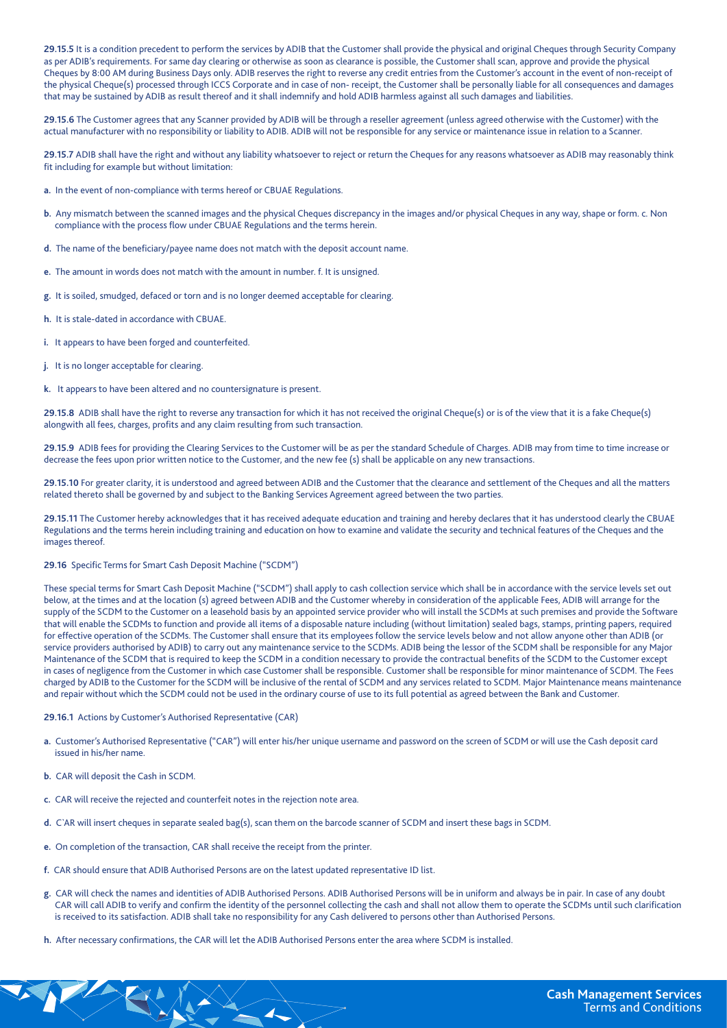**29.15.5** It is a condition precedent to perform the services by ADIB that the Customer shall provide the physical and original Cheques through Security Company as per ADIB's requirements. For same day clearing or otherwise as soon as clearance is possible, the Customer shall scan, approve and provide the physical Cheques by 8:00 AM during Business Days only. ADIB reserves the right to reverse any credit entries from the Customer's account in the event of non-receipt of the physical Cheque(s) processed through ICCS Corporate and in case of non- receipt, the Customer shall be personally liable for all consequences and damages that may be sustained by ADIB as result thereof and it shall indemnify and hold ADIB harmless against all such damages and liabilities.

**29.15.6** The Customer agrees that any Scanner provided by ADIB will be through a reseller agreement (unless agreed otherwise with the Customer) with the actual manufacturer with no responsibility or liability to ADIB. ADIB will not be responsible for any service or maintenance issue in relation to a Scanner.

**29.15.7** ADIB shall have the right and without any liability whatsoever to reject or return the Cheques for any reasons whatsoever as ADIB may reasonably think fit including for example but without limitation:

- **a.** In the event of non-compliance with terms hereof or CBUAE Regulations.
- **b.** Any mismatch between the scanned images and the physical Cheques discrepancy in the images and/or physical Cheques in any way, shape or form. c. Non compliance with the process flow under CBUAE Regulations and the terms herein.
- **d.** The name of the beneficiary/payee name does not match with the deposit account name.
- **e.** The amount in words does not match with the amount in number. f. It is unsigned.
- **g.** It is soiled, smudged, defaced or torn and is no longer deemed acceptable for clearing.
- **h.** It is stale-dated in accordance with CBUAE.
- **i.** It appears to have been forged and counterfeited.
- **j.** It is no longer acceptable for clearing.
- **k.** It appears to have been altered and no countersignature is present.

**29.15.8** ADIB shall have the right to reverse any transaction for which it has not received the original Cheque(s) or is of the view that it is a fake Cheque(s) alongwith all fees, charges, profits and any claim resulting from such transaction.

**29.15.9** ADIB fees for providing the Clearing Services to the Customer will be as per the standard Schedule of Charges. ADIB may from time to time increase or decrease the fees upon prior written notice to the Customer, and the new fee (s) shall be applicable on any new transactions.

**29.15.10** For greater clarity, it is understood and agreed between ADIB and the Customer that the clearance and settlement of the Cheques and all the matters related thereto shall be governed by and subject to the Banking Services Agreement agreed between the two parties.

**29.15.11** The Customer hereby acknowledges that it has received adequate education and training and hereby declares that it has understood clearly the CBUAE Regulations and the terms herein including training and education on how to examine and validate the security and technical features of the Cheques and the images thereof.

**29.16** Specific Terms for Smart Cash Deposit Machine ("SCDM")

These special terms for Smart Cash Deposit Machine ("SCDM") shall apply to cash collection service which shall be in accordance with the service levels set out below, at the times and at the location (s) agreed between ADIB and the Customer whereby in consideration of the applicable Fees, ADIB will arrange for the supply of the SCDM to the Customer on a leasehold basis by an appointed service provider who will install the SCDMs at such premises and provide the Software that will enable the SCDMs to function and provide all items of a disposable nature including (without limitation) sealed bags, stamps, printing papers, required for effective operation of the SCDMs. The Customer shall ensure that its employees follow the service levels below and not allow anyone other than ADIB (or service providers authorised by ADIB) to carry out any maintenance service to the SCDMs. ADIB being the lessor of the SCDM shall be responsible for any Major Maintenance of the SCDM that is required to keep the SCDM in a condition necessary to provide the contractual benefits of the SCDM to the Customer except in cases of negligence from the Customer in which case Customer shall be responsible. Customer shall be responsible for minor maintenance of SCDM. The Fees charged by ADIB to the Customer for the SCDM will be inclusive of the rental of SCDM and any services related to SCDM. Major Maintenance means maintenance and repair without which the SCDM could not be used in the ordinary course of use to its full potential as agreed between the Bank and Customer.

**29.16.1** Actions by Customer's Authorised Representative (CAR)

- **a.** Customer's Authorised Representative ("CAR") will enter his/her unique username and password on the screen of SCDM or will use the Cash deposit card issued in his/her name.
- **b.** CAR will deposit the Cash in SCDM.
- **c.** CAR will receive the rejected and counterfeit notes in the rejection note area.
- **d.** C`AR will insert cheques in separate sealed bag(s), scan them on the barcode scanner of SCDM and insert these bags in SCDM.
- **e.** On completion of the transaction, CAR shall receive the receipt from the printer.
- **f.** CAR should ensure that ADIB Authorised Persons are on the latest updated representative ID list.
- **g.** CAR will check the names and identities of ADIB Authorised Persons. ADIB Authorised Persons will be in uniform and always be in pair. In case of any doubt CAR will call ADIB to verify and confirm the identity of the personnel collecting the cash and shall not allow them to operate the SCDMs until such clarification is received to its satisfaction. ADIB shall take no responsibility for any Cash delivered to persons other than Authorised Persons.
- **h.** After necessary confirmations, the CAR will let the ADIB Authorised Persons enter the area where SCDM is installed.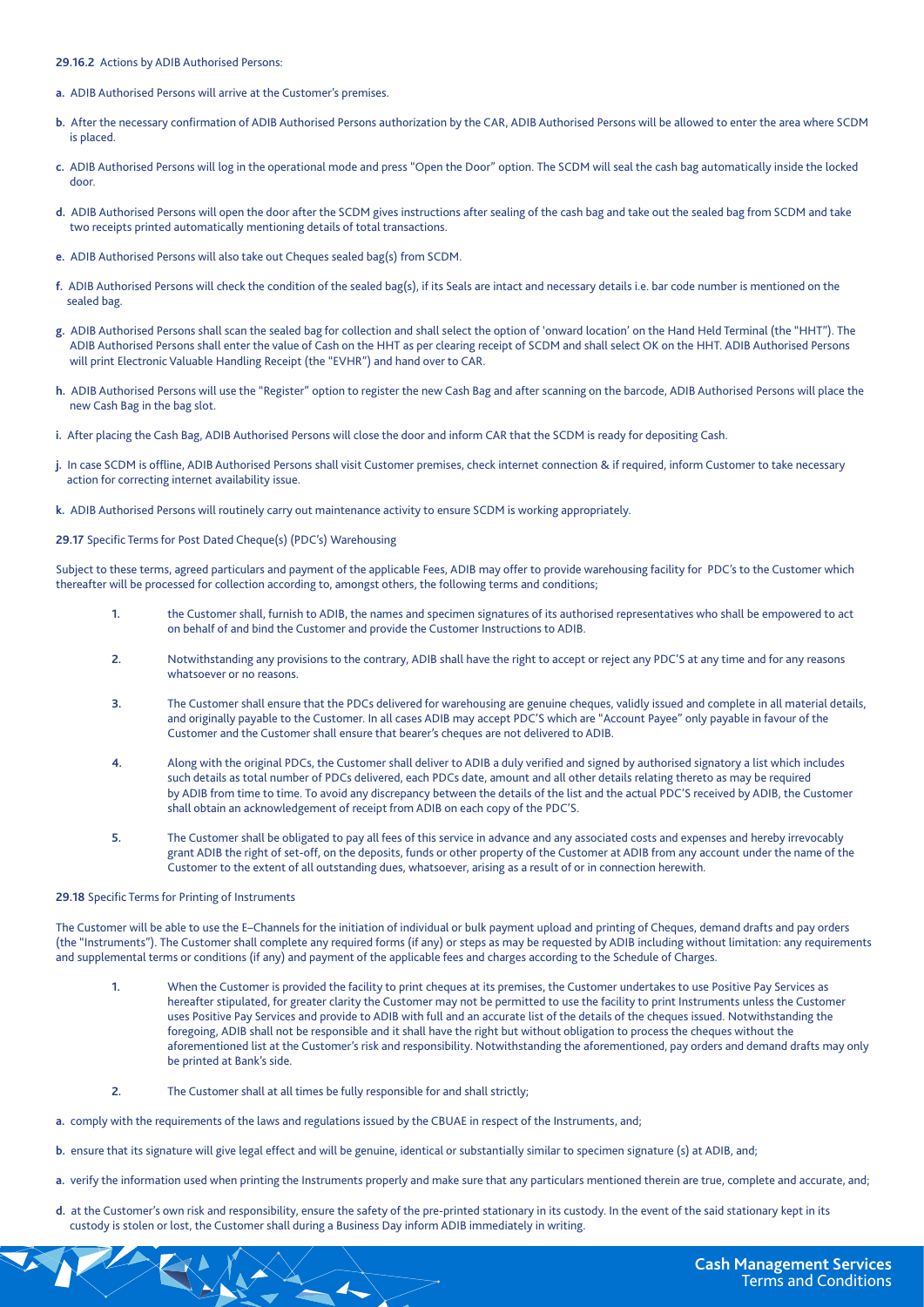**29.16.2** Actions by ADIB Authorised Persons:

**a.** ADIB Authorised Persons will arrive at the Customer's premises.

**b.** After the necessary confirmation of ADIB Authorised Persons authorization by the CAR, ADIB Authorised Persons will be allowed to enter the area where SCDM is placed.

**c.** ADIB Authorised Persons will log in the operational mode and press "Open the Door" option. The SCDM will seal the cash bag automatically inside the locked door.

**d.** ADIB Authorised Persons will open the door after the SCDM gives instructions after sealing of the cash bag and take out the sealed bag from SCDM and take two receipts printed automatically mentioning details of total transactions.

**e.** ADIB Authorised Persons will also take out Cheques sealed bag(s) from SCDM.

**f.** ADIB Authorised Persons will check the condition of the sealed bag(s), if its Seals are intact and necessary details i.e. bar code number is mentioned on the sealed bag.

**g.** ADIB Authorised Persons shall scan the sealed bag for collection and shall select the option of 'onward location' on the Hand Held Terminal (the "HHT"). The ADIB Authorised Persons shall enter the value of Cash on the HHT as per clearing receipt of SCDM and shall select OK on the HHT. ADIB Authorised Persons will print Electronic Valuable Handling Receipt (the "EVHR") and hand over to CAR.

**h.** ADIB Authorised Persons will use the "Register" option to register the new Cash Bag and after scanning on the barcode, ADIB Authorised Persons will place the new Cash Bag in the bag slot.

**i.** After placing the Cash Bag, ADIB Authorised Persons will close the door and inform CAR that the SCDM is ready for depositing Cash.

**j.** In case SCDM is offline, ADIB Authorised Persons shall visit Customer premises, check internet connection & if required, inform Customer to take necessary action for correcting internet availability issue.

**k.** ADIB Authorised Persons will routinely carry out maintenance activity to ensure SCDM is working appropriately.

**29.17** Specific Terms for Post Dated Cheque(s) (PDC's) Warehousing

Subject to these terms, agreed particulars and payment of the applicable Fees, ADIB may offer to provide warehousing facility for PDC's to the Customer which thereafter will be processed for collection according to, amongst others, the following terms and conditions;

1. the Customer shall, furnish to ADIB, the names and specimen signatures of its authorised representatives who shall be empowered to act on behalf of and bind the Customer and provide the Customer Instructions to ADIB.

2. Notwithstanding any provisions to the contrary, ADIB shall have the right to accept or reject any PDC'S at any time and for any reasons whatsoever or no reasons.

3. The Customer shall ensure that the PDCs delivered for warehousing are genuine cheques, validly issued and complete in all material details, and originally payable to the Customer. In all cases ADIB may accept PDC'S which are "Account Payee" only payable in favour of the Customer and the Customer shall ensure that bearer's cheques are not delivered to ADIB.

4. Along with the original PDCs, the Customer shall deliver to ADIB a duly verified and signed by authorised signatory a list which includes such details as total number of PDCs delivered, each PDCs date, amount and all other details relating thereto as may be required by ADIB from time to time. To avoid any discrepancy between the details of the list and the actual PDC'S received by ADIB, the Customer shall obtain an acknowledgement of receipt from ADIB on each copy of the PDC'S.

5. The Customer shall be obligated to pay all fees of this service in advance and any associated costs and expenses and hereby irrevocably grant ADIB the right of set-off, on the deposits, funds or other property of the Customer at ADIB from any account under the name of the Customer to the extent of all outstanding dues, whatsoever, arising as a result of or in connection herewith.

**29.18** Specific Terms for Printing of Instruments

The Customer will be able to use the E–Channels for the initiation of individual or bulk payment upload and printing of Cheques, demand drafts and pay orders (the "Instruments"). The Customer shall complete any required forms (if any) or steps as may be requested by ADIB including without limitation: any requirements and supplemental terms or conditions (if any) and payment of the applicable fees and charges according to the Schedule of Charges.

1. When the Customer is provided the facility to print cheques at its premises, the Customer undertakes to use Positive Pay Services as hereafter stipulated, for greater clarity the Customer may not be permitted to use the facility to print Instruments unless the Customer uses Positive Pay Services and provide to ADIB with full and an accurate list of the details of the cheques issued. Notwithstanding the foregoing, ADIB shall not be responsible and it shall have the right but without obligation to process the cheques without the aforementioned list at the Customer's risk and responsibility. Notwithstanding the aforementioned, pay orders and demand drafts may only be printed at Bank's side.

2. The Customer shall at all times be fully responsible for and shall strictly;

**a.** comply with the requirements of the laws and regulations issued by the CBUAE in respect of the Instruments, and;

**b.** ensure that its signature will give legal effect and will be genuine, identical or substantially similar to specimen signature (s) at ADIB, and;

**a.** verify the information used when printing the Instruments properly and make sure that any particulars mentioned therein are true, complete and accurate, and;

**d.** at the Customer's own risk and responsibility, ensure the safety of the pre-printed stationary in its custody. In the event of the said stationary kept in its custody is stolen or lost, the Customer shall during a Business Day inform ADIB immediately in writing.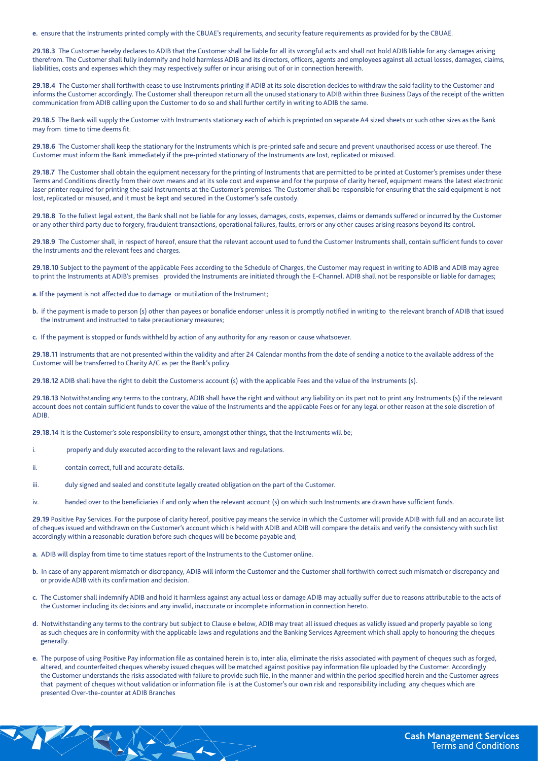**e.** ensure that the Instruments printed comply with the CBUAE's requirements, and security feature requirements as provided for by the CBUAE.

**29.18.3** The Customer hereby declares to ADIB that the Customer shall be liable for all its wrongful acts and shall not hold ADIB liable for any damages arising therefrom. The Customer shall fully indemnify and hold harmless ADIB and its directors, officers, agents and employees against all actual losses, damages, claims, liabilities, costs and expenses which they may respectively suffer or incur arising out of or in connection herewith.

**29.18.4** The Customer shall forthwith cease to use Instruments printing if ADIB at its sole discretion decides to withdraw the said facility to the Customer and informs the Customer accordingly. The Customer shall thereupon return all the unused stationary to ADIB within three Business Days of the receipt of the written communication from ADIB calling upon the Customer to do so and shall further certify in writing to ADIB the same.

**29.18.5** The Bank will supply the Customer with Instruments stationary each of which is preprinted on separate A4 sized sheets or such other sizes as the Bank may from time to time deems fit.

**29.18.6** The Customer shall keep the stationary for the Instruments which is pre-printed safe and secure and prevent unauthorised access or use thereof. The Customer must inform the Bank immediately if the pre-printed stationary of the Instruments are lost, replicated or misused.

**29.18.7** The Customer shall obtain the equipment necessary for the printing of Instruments that are permitted to be printed at Customer's premises under these Terms and Conditions directly from their own means and at its sole cost and expense and for the purpose of clarity hereof, equipment means the latest electronic laser printer required for printing the said Instruments at the Customer's premises. The Customer shall be responsible for ensuring that the said equipment is not lost, replicated or misused, and it must be kept and secured in the Customer's safe custody.

**29.18.8** To the fullest legal extent, the Bank shall not be liable for any losses, damages, costs, expenses, claims or demands suffered or incurred by the Customer or any other third party due to forgery, fraudulent transactions, operational failures, faults, errors or any other causes arising reasons beyond its control.

**29.18.9** The Customer shall, in respect of hereof, ensure that the relevant account used to fund the Customer Instruments shall, contain sufficient funds to cover the Instruments and the relevant fees and charges.

**29.18.10** Subject to the payment of the applicable Fees according to the Schedule of Charges, the Customer may request in writing to ADIB and ADIB may agree to print the Instruments at ADIB's premises provided the Instruments are initiated through the E-Channel. ADIB shall not be responsible or liable for damages;

**a.** If the payment is not affected due to damage or mutilation of the Instrument;

**b.** if the payment is made to person (s) other than payees or bonafide endorser unless it is promptly notified in writing to the relevant branch of ADIB that issued the Instrument and instructed to take precautionary measures;

**c.** If the payment is stopped or funds withheld by action of any authority for any reason or cause whatsoever.

**29.18.11** Instruments that are not presented within the validity and after 24 Calendar months from the date of sending a notice to the available address of the Customer will be transferred to Charity A/C as per the Bank's policy.

**29.18.12** ADIB shall have the right to debit the Customer›s account (s) with the applicable Fees and the value of the Instruments (s).

**29.18.13** Notwithstanding any terms to the contrary, ADIB shall have the right and without any liability on its part not to print any Instruments (s) if the relevant account does not contain sufficient funds to cover the value of the Instruments and the applicable Fees or for any legal or other reason at the sole discretion of ADIB.

**29.18.14** It is the Customer's sole responsibility to ensure, amongst other things, that the Instruments will be;

i. properly and duly executed according to the relevant laws and regulations.

ii. contain correct, full and accurate details.

iii. duly signed and sealed and constitute legally created obligation on the part of the Customer.

iv. handed over to the beneficiaries if and only when the relevant account (s) on which such Instruments are drawn have sufficient funds.

**29.19** Positive Pay Services. For the purpose of clarity hereof, positive pay means the service in which the Customer will provide ADIB with full and an accurate list of cheques issued and withdrawn on the Customer's account which is held with ADIB and ADIB will compare the details and verify the consistency with such list accordingly within a reasonable duration before such cheques will be become payable and;

**a.** ADIB will display from time to time statues report of the Instruments to the Customer online.

**b.** In case of any apparent mismatch or discrepancy, ADIB will inform the Customer and the Customer shall forthwith correct such mismatch or discrepancy and or provide ADIB with its confirmation and decision.

**c.** The Customer shall indemnify ADIB and hold it harmless against any actual loss or damage ADIB may actually suffer due to reasons attributable to the acts of the Customer including its decisions and any invalid, inaccurate or incomplete information in connection hereto.

**d.** Notwithstanding any terms to the contrary but subject to Clause e below, ADIB may treat all issued cheques as validly issued and properly payable so long as such cheques are in conformity with the applicable laws and regulations and the Banking Services Agreement which shall apply to honouring the cheques generally.

**e.** The purpose of using Positive Pay information file as contained herein is to, inter alia, eliminate the risks associated with payment of cheques such as forged, altered, and counterfeited cheques whereby issued cheques will be matched against positive pay information file uploaded by the Customer. Accordingly the Customer understands the risks associated with failure to provide such file, in the manner and within the period specified herein and the Customer agrees that payment of cheques without validation or information file is at the Customer's our own risk and responsibility including any cheques which are presented Over-the-counter at ADIB Branches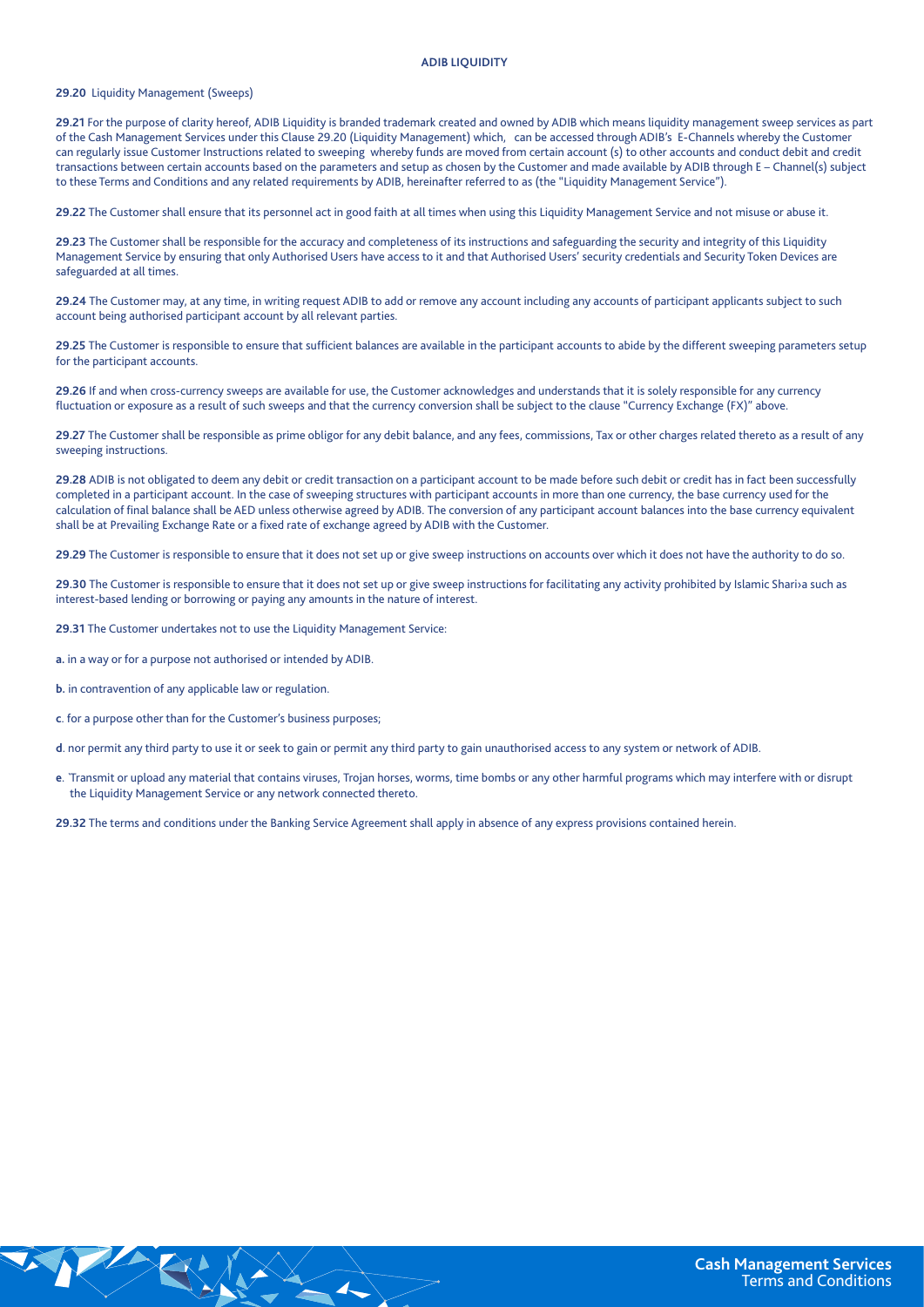## ADIB LIQUIDITY

**29.20** Liquidity Management (Sweeps)

**29.21** For the purpose of clarity hereof, ADIB Liquidity is branded trademark created and owned by ADIB which means liquidity management sweep services as part of the Cash Management Services under this Clause 29.20 (Liquidity Management) which, can be accessed through ADIB's E-Channels whereby the Customer can regularly issue Customer Instructions related to sweeping whereby funds are moved from certain account (s) to other accounts and conduct debit and credit transactions between certain accounts based on the parameters and setup as chosen by the Customer and made available by ADIB through E – Channel(s) subject to these Terms and Conditions and any related requirements by ADIB, hereinafter referred to as (the "Liquidity Management Service").

**29.22** The Customer shall ensure that its personnel act in good faith at all times when using this Liquidity Management Service and not misuse or abuse it.

**29.23** The Customer shall be responsible for the accuracy and completeness of its instructions and safeguarding the security and integrity of this Liquidity Management Service by ensuring that only Authorised Users have access to it and that Authorised Users' security credentials and Security Token Devices are safeguarded at all times.

**29.24** The Customer may, at any time, in writing request ADIB to add or remove any account including any accounts of participant applicants subject to such account being authorised participant account by all relevant parties.

**29.25** The Customer is responsible to ensure that sufficient balances are available in the participant accounts to abide by the different sweeping parameters setup for the participant accounts.

**29.26** If and when cross-currency sweeps are available for use, the Customer acknowledges and understands that it is solely responsible for any currency fluctuation or exposure as a result of such sweeps and that the currency conversion shall be subject to the clause "Currency Exchange (FX)" above.

**29.27** The Customer shall be responsible as prime obligor for any debit balance, and any fees, commissions, Tax or other charges related thereto as a result of any sweeping instructions.

**29.28** ADIB is not obligated to deem any debit or credit transaction on a participant account to be made before such debit or credit has in fact been successfully completed in a participant account. In the case of sweeping structures with participant accounts in more than one currency, the base currency used for the calculation of final balance shall be AED unless otherwise agreed by ADIB. The conversion of any participant account balances into the base currency equivalent shall be at Prevailing Exchange Rate or a fixed rate of exchange agreed by ADIB with the Customer.

**29.29** The Customer is responsible to ensure that it does not set up or give sweep instructions on accounts over which it does not have the authority to do so.

**29.30** The Customer is responsible to ensure that it does not set up or give sweep instructions for facilitating any activity prohibited by Islamic Shari›a such as interest-based lending or borrowing or paying any amounts in the nature of interest.

**29.31** The Customer undertakes not to use the Liquidity Management Service:

**a.** in a way or for a purpose not authorised or intended by ADIB.

**b.** in contravention of any applicable law or regulation.

**c**. for a purpose other than for the Customer's business purposes;

**d**. nor permit any third party to use it or seek to gain or permit any third party to gain unauthorised access to any system or network of ADIB.

**e**. 'Transmit or upload any material that contains viruses, Trojan horses, worms, time bombs or any other harmful programs which may interfere with or disrupt the Liquidity Management Service or any network connected thereto.

**29.32** The terms and conditions under the Banking Service Agreement shall apply in absence of any express provisions contained herein.